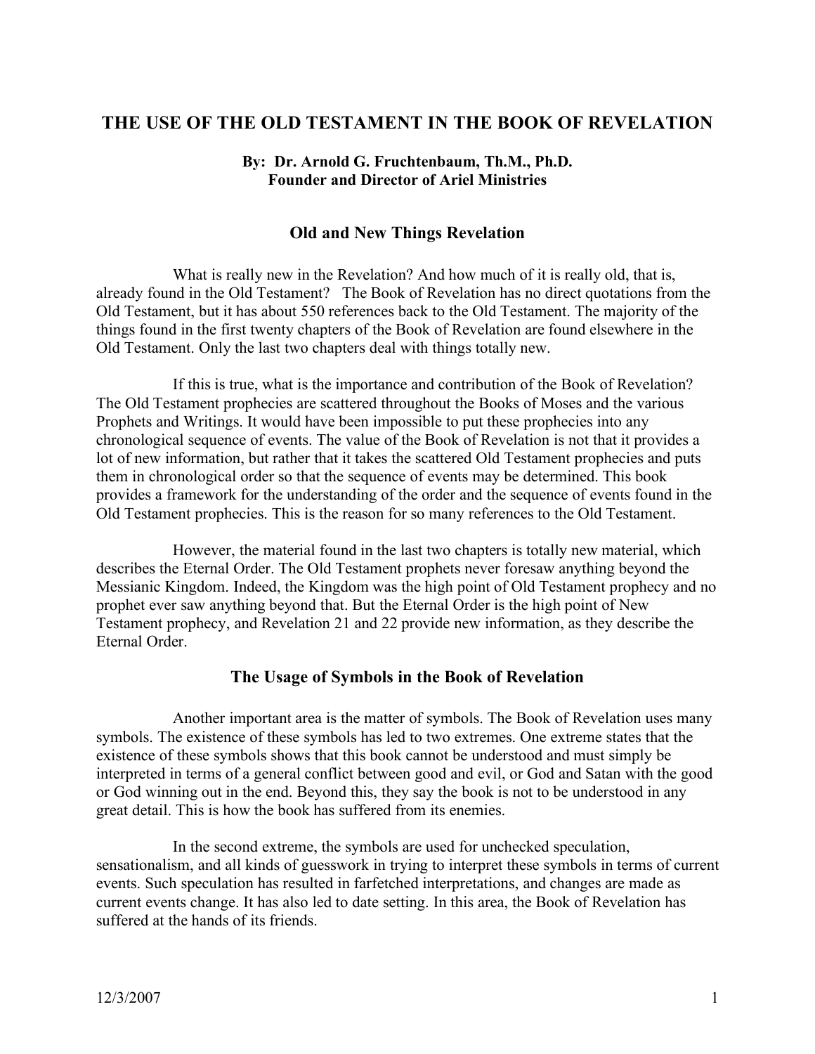# THE USE OF THE OLD TESTAMENT IN THE BOOK OF REVELATION

**By: Dr. Arnold G. Fruchtenbaum, Th.M., Ph.D.**
**Founder and Director of Ariel Ministries**

## Old and New Things Revelation

What is really new in the Revelation? And how much of it is really old, that is, already found in the Old Testament? The Book of Revelation has no direct quotations from the Old Testament, but it has about 550 references back to the Old Testament. The majority of the things found in the first twenty chapters of the Book of Revelation are found elsewhere in the Old Testament. Only the last two chapters deal with things totally new.

If this is true, what is the importance and contribution of the Book of Revelation? The Old Testament prophecies are scattered throughout the Books of Moses and the various Prophets and Writings. It would have been impossible to put these prophecies into any chronological sequence of events. The value of the Book of Revelation is not that it provides a lot of new information, but rather that it takes the scattered Old Testament prophecies and puts them in chronological order so that the sequence of events may be determined. This book provides a framework for the understanding of the order and the sequence of events found in the Old Testament prophecies. This is the reason for so many references to the Old Testament.

However, the material found in the last two chapters is totally new material, which describes the Eternal Order. The Old Testament prophets never foresaw anything beyond the Messianic Kingdom. Indeed, the Kingdom was the high point of Old Testament prophecy and no prophet ever saw anything beyond that. But the Eternal Order is the high point of New Testament prophecy, and Revelation 21 and 22 provide new information, as they describe the Eternal Order.

## The Usage of Symbols in the Book of Revelation

Another important area is the matter of symbols. The Book of Revelation uses many symbols. The existence of these symbols has led to two extremes. One extreme states that the existence of these symbols shows that this book cannot be understood and must simply be interpreted in terms of a general conflict between good and evil, or God and Satan with the good or God winning out in the end. Beyond this, they say the book is not to be understood in any great detail. This is how the book has suffered from its enemies.

In the second extreme, the symbols are used for unchecked speculation, sensationalism, and all kinds of guesswork in trying to interpret these symbols in terms of current events. Such speculation has resulted in farfetched interpretations, and changes are made as current events change. It has also led to date setting. In this area, the Book of Revelation has suffered at the hands of its friends.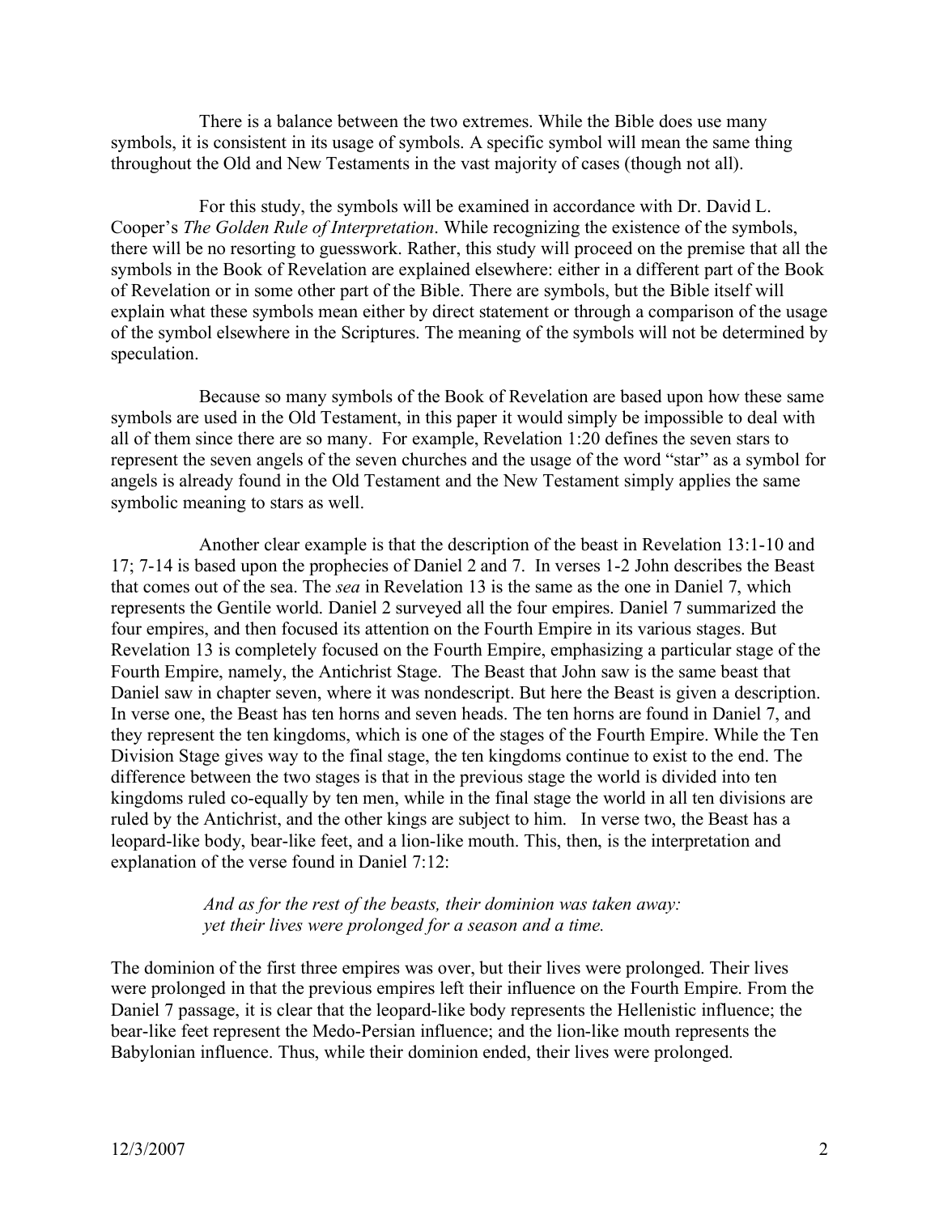There is a balance between the two extremes. While the Bible does use many symbols, it is consistent in its usage of symbols. A specific symbol will mean the same thing throughout the Old and New Testaments in the vast majority of cases (though not all).

For this study, the symbols will be examined in accordance with Dr. David L. Cooper's *The Golden Rule of Interpretation*. While recognizing the existence of the symbols, there will be no resorting to guesswork. Rather, this study will proceed on the premise that all the symbols in the Book of Revelation are explained elsewhere: either in a different part of the Book of Revelation or in some other part of the Bible. There are symbols, but the Bible itself will explain what these symbols mean either by direct statement or through a comparison of the usage of the symbol elsewhere in the Scriptures. The meaning of the symbols will not be determined by speculation.

Because so many symbols of the Book of Revelation are based upon how these same symbols are used in the Old Testament, in this paper it would simply be impossible to deal with all of them since there are so many. For example, Revelation 1:20 defines the seven stars to represent the seven angels of the seven churches and the usage of the word "star" as a symbol for angels is already found in the Old Testament and the New Testament simply applies the same symbolic meaning to stars as well.

Another clear example is that the description of the beast in Revelation 13:1-10 and 17; 7-14 is based upon the prophecies of Daniel 2 and 7. In verses 1-2 John describes the Beast that comes out of the sea. The *sea* in Revelation 13 is the same as the one in Daniel 7, which represents the Gentile world. Daniel 2 surveyed all the four empires. Daniel 7 summarized the four empires, and then focused its attention on the Fourth Empire in its various stages. But Revelation 13 is completely focused on the Fourth Empire, emphasizing a particular stage of the Fourth Empire, namely, the Antichrist Stage. The Beast that John saw is the same beast that Daniel saw in chapter seven, where it was nondescript. But here the Beast is given a description. In verse one, the Beast has ten horns and seven heads. The ten horns are found in Daniel 7, and they represent the ten kingdoms, which is one of the stages of the Fourth Empire. While the Ten Division Stage gives way to the final stage, the ten kingdoms continue to exist to the end. The difference between the two stages is that in the previous stage the world is divided into ten kingdoms ruled co-equally by ten men, while in the final stage the world in all ten divisions are ruled by the Antichrist, and the other kings are subject to him. In verse two, the Beast has a leopard-like body, bear-like feet, and a lion-like mouth. This, then, is the interpretation and explanation of the verse found in Daniel 7:12:

> *And as for the rest of the beasts, their dominion was taken away:*
> *yet their lives were prolonged for a season and a time.*

The dominion of the first three empires was over, but their lives were prolonged. Their lives were prolonged in that the previous empires left their influence on the Fourth Empire. From the Daniel 7 passage, it is clear that the leopard-like body represents the Hellenistic influence; the bear-like feet represent the Medo-Persian influence; and the lion-like mouth represents the Babylonian influence. Thus, while their dominion ended, their lives were prolonged.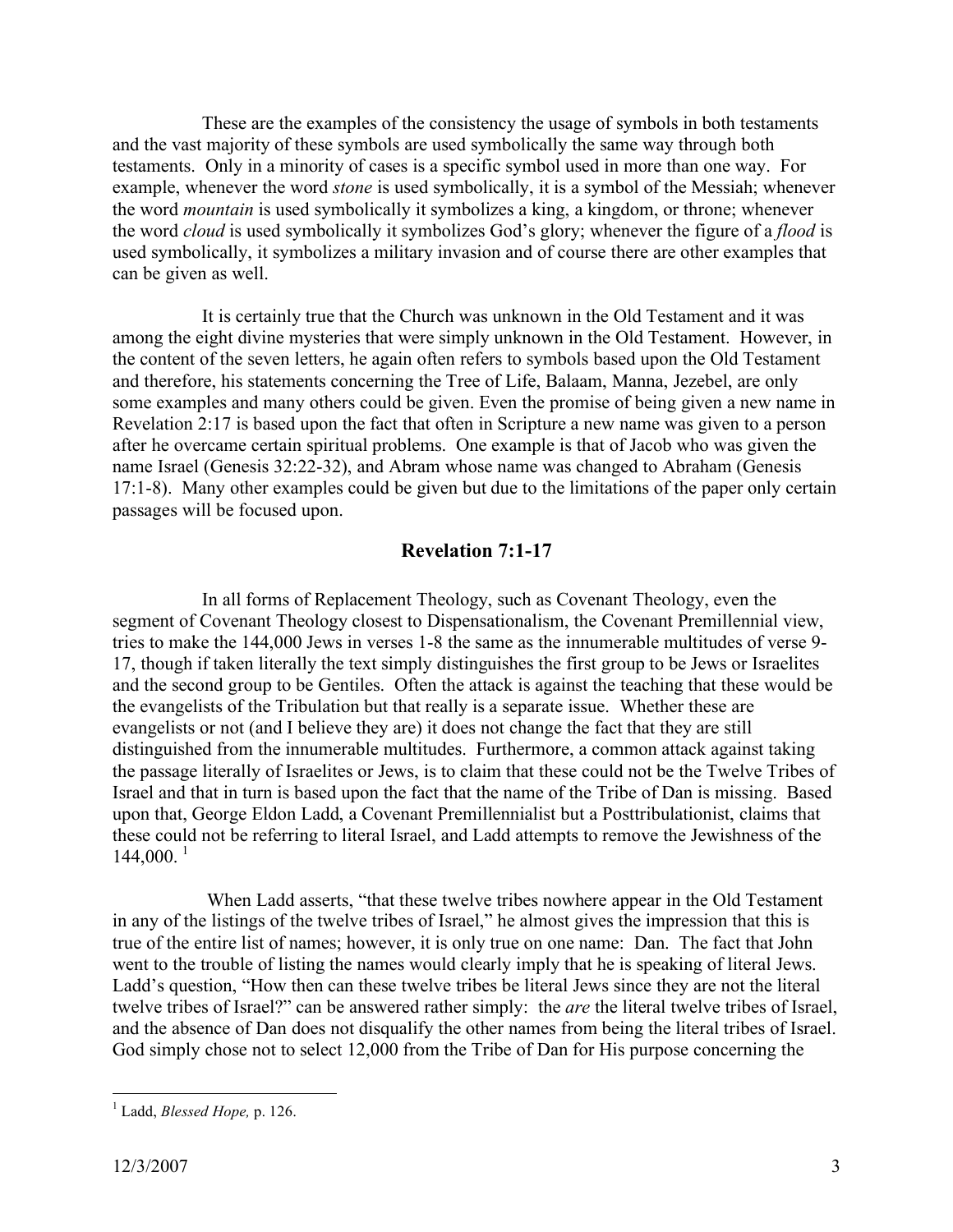These are the examples of the consistency the usage of symbols in both testaments and the vast majority of these symbols are used symbolically the same way through both testaments. Only in a minority of cases is a specific symbol used in more than one way. For example, whenever the word *stone* is used symbolically, it is a symbol of the Messiah; whenever the word *mountain* is used symbolically it symbolizes a king, a kingdom, or throne; whenever the word *cloud* is used symbolically it symbolizes God's glory; whenever the figure of a *flood* is used symbolically, it symbolizes a military invasion and of course there are other examples that can be given as well.

It is certainly true that the Church was unknown in the Old Testament and it was among the eight divine mysteries that were simply unknown in the Old Testament. However, in the content of the seven letters, he again often refers to symbols based upon the Old Testament and therefore, his statements concerning the Tree of Life, Balaam, Manna, Jezebel, are only some examples and many others could be given. Even the promise of being given a new name in Revelation 2:17 is based upon the fact that often in Scripture a new name was given to a person after he overcame certain spiritual problems. One example is that of Jacob who was given the name Israel (Genesis 32:22-32), and Abram whose name was changed to Abraham (Genesis 17:1-8). Many other examples could be given but due to the limitations of the paper only certain passages will be focused upon.

## Revelation 7:1-17

In all forms of Replacement Theology, such as Covenant Theology, even the segment of Covenant Theology closest to Dispensationalism, the Covenant Premillennial view, tries to make the 144,000 Jews in verses 1-8 the same as the innumerable multitudes of verse 9-17, though if taken literally the text simply distinguishes the first group to be Jews or Israelites and the second group to be Gentiles. Often the attack is against the teaching that these would be the evangelists of the Tribulation but that really is a separate issue. Whether these are evangelists or not (and I believe they are) it does not change the fact that they are still distinguished from the innumerable multitudes. Furthermore, a common attack against taking the passage literally of Israelites or Jews, is to claim that these could not be the Twelve Tribes of Israel and that in turn is based upon the fact that the name of the Tribe of Dan is missing. Based upon that, George Eldon Ladd, a Covenant Premillennialist but a Posttribulationist, claims that these could not be referring to literal Israel, and Ladd attempts to remove the Jewishness of the 144,000. [1]

When Ladd asserts, "that these twelve tribes nowhere appear in the Old Testament in any of the listings of the twelve tribes of Israel," he almost gives the impression that this is true of the entire list of names; however, it is only true on one name: Dan. The fact that John went to the trouble of listing the names would clearly imply that he is speaking of literal Jews. Ladd's question, "How then can these twelve tribes be literal Jews since they are not the literal twelve tribes of Israel?" can be answered rather simply: the *are* the literal twelve tribes of Israel, and the absence of Dan does not disqualify the other names from being the literal tribes of Israel. God simply chose not to select 12,000 from the Tribe of Dan for His purpose concerning the

[1] Ladd, *Blessed Hope,* p. 126.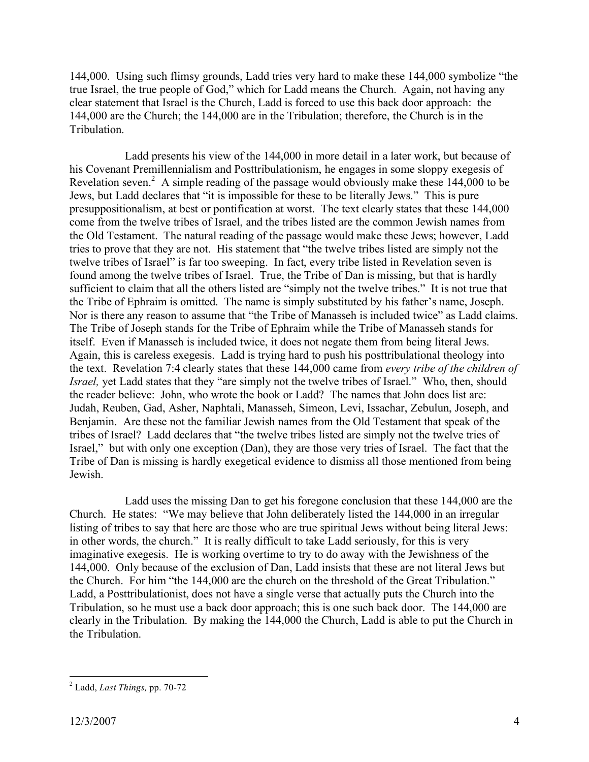144,000. Using such flimsy grounds, Ladd tries very hard to make these 144,000 symbolize "the true Israel, the true people of God," which for Ladd means the Church. Again, not having any clear statement that Israel is the Church, Ladd is forced to use this back door approach: the 144,000 are the Church; the 144,000 are in the Tribulation; therefore, the Church is in the Tribulation.

Ladd presents his view of the 144,000 in more detail in a later work, but because of his Covenant Premillennialism and Posttribulationism, he engages in some sloppy exegesis of Revelation seven.[2] A simple reading of the passage would obviously make these 144,000 to be Jews, but Ladd declares that "it is impossible for these to be literally Jews." This is pure presuppositionalism, at best or pontification at worst. The text clearly states that these 144,000 come from the twelve tribes of Israel, and the tribes listed are the common Jewish names from the Old Testament. The natural reading of the passage would make these Jews; however, Ladd tries to prove that they are not. His statement that "the twelve tribes listed are simply not the twelve tribes of Israel" is far too sweeping. In fact, every tribe listed in Revelation seven is found among the twelve tribes of Israel. True, the Tribe of Dan is missing, but that is hardly sufficient to claim that all the others listed are "simply not the twelve tribes." It is not true that the Tribe of Ephraim is omitted. The name is simply substituted by his father's name, Joseph. Nor is there any reason to assume that "the Tribe of Manasseh is included twice" as Ladd claims. The Tribe of Joseph stands for the Tribe of Ephraim while the Tribe of Manasseh stands for itself. Even if Manasseh is included twice, it does not negate them from being literal Jews. Again, this is careless exegesis. Ladd is trying hard to push his posttribulational theology into the text. Revelation 7:4 clearly states that these 144,000 came from *every tribe of the children of Israel,* yet Ladd states that they "are simply not the twelve tribes of Israel." Who, then, should the reader believe: John, who wrote the book or Ladd? The names that John does list are: Judah, Reuben, Gad, Asher, Naphtali, Manasseh, Simeon, Levi, Issachar, Zebulun, Joseph, and Benjamin. Are these not the familiar Jewish names from the Old Testament that speak of the tribes of Israel? Ladd declares that "the twelve tribes listed are simply not the twelve tries of Israel," but with only one exception (Dan), they are those very tries of Israel. The fact that the Tribe of Dan is missing is hardly exegetical evidence to dismiss all those mentioned from being Jewish.

Ladd uses the missing Dan to get his foregone conclusion that these 144,000 are the Church. He states: "We may believe that John deliberately listed the 144,000 in an irregular listing of tribes to say that here are those who are true spiritual Jews without being literal Jews: in other words, the church." It is really difficult to take Ladd seriously, for this is very imaginative exegesis. He is working overtime to try to do away with the Jewishness of the 144,000. Only because of the exclusion of Dan, Ladd insists that these are not literal Jews but the Church. For him "the 144,000 are the church on the threshold of the Great Tribulation." Ladd, a Posttribulationist, does not have a single verse that actually puts the Church into the Tribulation, so he must use a back door approach; this is one such back door. The 144,000 are clearly in the Tribulation. By making the 144,000 the Church, Ladd is able to put the Church in the Tribulation.

---

[2] Ladd, *Last Things,* pp. 70-72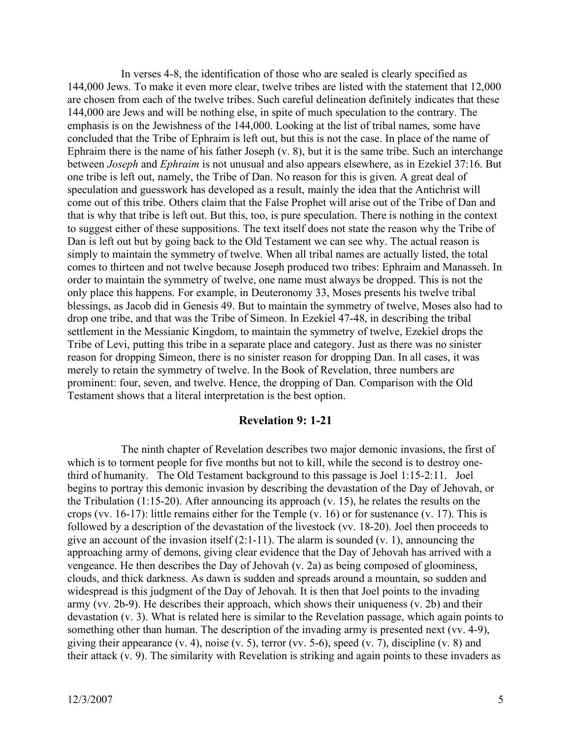In verses 4-8, the identification of those who are sealed is clearly specified as 144,000 Jews. To make it even more clear, twelve tribes are listed with the statement that 12,000 are chosen from each of the twelve tribes. Such careful delineation definitely indicates that these 144,000 are Jews and will be nothing else, in spite of much speculation to the contrary. The emphasis is on the Jewishness of the 144,000. Looking at the list of tribal names, some have concluded that the Tribe of Ephraim is left out, but this is not the case. In place of the name of Ephraim there is the name of his father Joseph (v. 8), but it is the same tribe. Such an interchange between *Joseph* and *Ephraim* is not unusual and also appears elsewhere, as in Ezekiel 37:16. But one tribe is left out, namely, the Tribe of Dan. No reason for this is given. A great deal of speculation and guesswork has developed as a result, mainly the idea that the Antichrist will come out of this tribe. Others claim that the False Prophet will arise out of the Tribe of Dan and that is why that tribe is left out. But this, too, is pure speculation. There is nothing in the context to suggest either of these suppositions. The text itself does not state the reason why the Tribe of Dan is left out but by going back to the Old Testament we can see why. The actual reason is simply to maintain the symmetry of twelve. When all tribal names are actually listed, the total comes to thirteen and not twelve because Joseph produced two tribes: Ephraim and Manasseh. In order to maintain the symmetry of twelve, one name must always be dropped. This is not the only place this happens. For example, in Deuteronomy 33, Moses presents his twelve tribal blessings, as Jacob did in Genesis 49. But to maintain the symmetry of twelve, Moses also had to drop one tribe, and that was the Tribe of Simeon. In Ezekiel 47-48, in describing the tribal settlement in the Messianic Kingdom, to maintain the symmetry of twelve, Ezekiel drops the Tribe of Levi, putting this tribe in a separate place and category. Just as there was no sinister reason for dropping Simeon, there is no sinister reason for dropping Dan. In all cases, it was merely to retain the symmetry of twelve. In the Book of Revelation, three numbers are prominent: four, seven, and twelve. Hence, the dropping of Dan. Comparison with the Old Testament shows that a literal interpretation is the best option.

## Revelation 9: 1-21

The ninth chapter of Revelation describes two major demonic invasions, the first of which is to torment people for five months but not to kill, while the second is to destroy one-third of humanity. The Old Testament background to this passage is Joel 1:15-2:11. Joel begins to portray this demonic invasion by describing the devastation of the Day of Jehovah, or the Tribulation (1:15-20). After announcing its approach (v. 15), he relates the results on the crops (vv. 16-17): little remains either for the Temple (v. 16) or for sustenance (v. 17). This is followed by a description of the devastation of the livestock (vv. 18-20). Joel then proceeds to give an account of the invasion itself (2:1-11). The alarm is sounded (v. 1), announcing the approaching army of demons, giving clear evidence that the Day of Jehovah has arrived with a vengeance. He then describes the Day of Jehovah (v. 2a) as being composed of gloominess, clouds, and thick darkness. As dawn is sudden and spreads around a mountain, so sudden and widespread is this judgment of the Day of Jehovah. It is then that Joel points to the invading army (vv. 2b-9). He describes their approach, which shows their uniqueness (v. 2b) and their devastation (v. 3). What is related here is similar to the Revelation passage, which again points to something other than human. The description of the invading army is presented next (vv. 4-9), giving their appearance (v. 4), noise (v. 5), terror (vv. 5-6), speed (v. 7), discipline (v. 8) and their attack (v. 9). The similarity with Revelation is striking and again points to these invaders as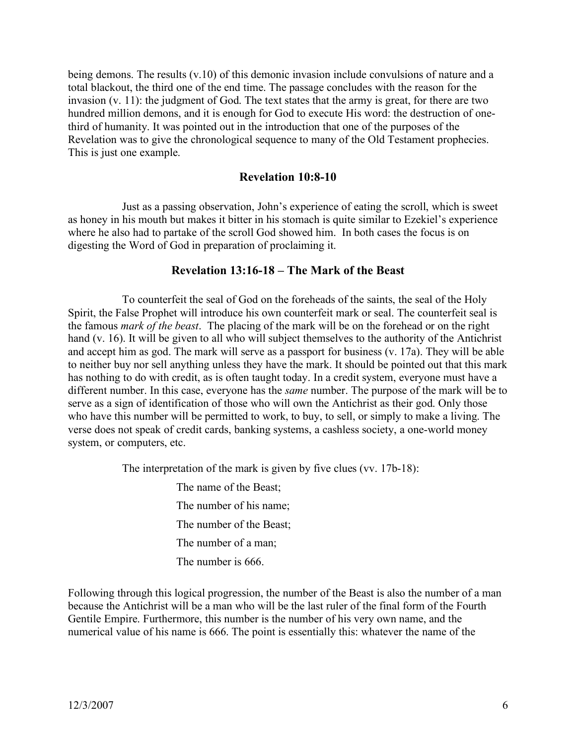being demons. The results (v.10) of this demonic invasion include convulsions of nature and a total blackout, the third one of the end time. The passage concludes with the reason for the invasion (v. 11): the judgment of God. The text states that the army is great, for there are two hundred million demons, and it is enough for God to execute His word: the destruction of one-third of humanity. It was pointed out in the introduction that one of the purposes of the Revelation was to give the chronological sequence to many of the Old Testament prophecies. This is just one example.

### Revelation 10:8-10

Just as a passing observation, John's experience of eating the scroll, which is sweet as honey in his mouth but makes it bitter in his stomach is quite similar to Ezekiel's experience where he also had to partake of the scroll God showed him. In both cases the focus is on digesting the Word of God in preparation of proclaiming it.

### Revelation 13:16-18 – The Mark of the Beast

To counterfeit the seal of God on the foreheads of the saints, the seal of the Holy Spirit, the False Prophet will introduce his own counterfeit mark or seal. The counterfeit seal is the famous *mark of the beast*. The placing of the mark will be on the forehead or on the right hand (v. 16). It will be given to all who will subject themselves to the authority of the Antichrist and accept him as god. The mark will serve as a passport for business (v. 17a). They will be able to neither buy nor sell anything unless they have the mark. It should be pointed out that this mark has nothing to do with credit, as is often taught today. In a credit system, everyone must have a different number. In this case, everyone has the *same* number. The purpose of the mark will be to serve as a sign of identification of those who will own the Antichrist as their god. Only those who have this number will be permitted to work, to buy, to sell, or simply to make a living. The verse does not speak of credit cards, banking systems, a cashless society, a one-world money system, or computers, etc.

The interpretation of the mark is given by five clues (vv. 17b-18):

The name of the Beast;

The number of his name;

The number of the Beast;

The number of a man;

The number is 666.

Following through this logical progression, the number of the Beast is also the number of a man because the Antichrist will be a man who will be the last ruler of the final form of the Fourth Gentile Empire. Furthermore, this number is the number of his very own name, and the numerical value of his name is 666. The point is essentially this: whatever the name of the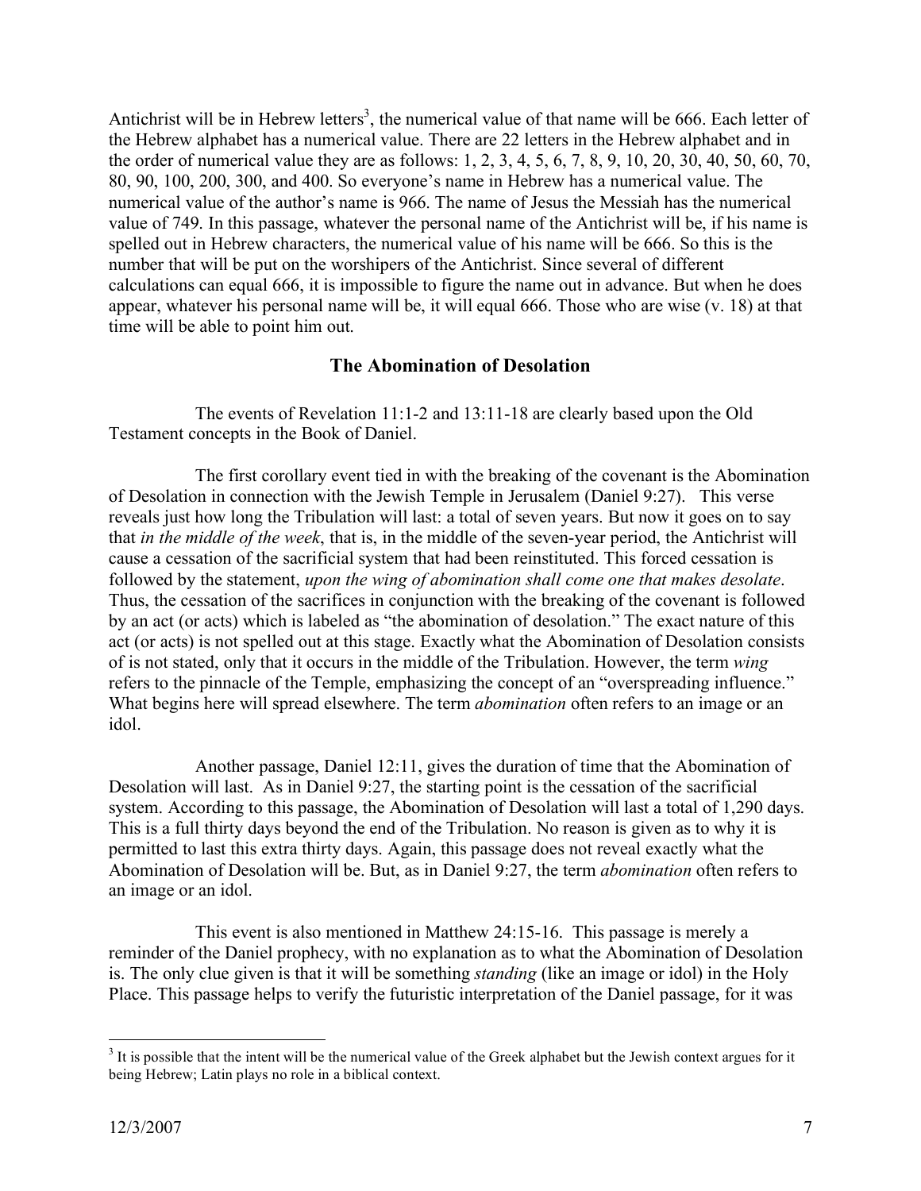Antichrist will be in Hebrew letters[3], the numerical value of that name will be 666. Each letter of the Hebrew alphabet has a numerical value. There are 22 letters in the Hebrew alphabet and in the order of numerical value they are as follows: 1, 2, 3, 4, 5, 6, 7, 8, 9, 10, 20, 30, 40, 50, 60, 70, 80, 90, 100, 200, 300, and 400. So everyone's name in Hebrew has a numerical value. The numerical value of the author's name is 966. The name of Jesus the Messiah has the numerical value of 749. In this passage, whatever the personal name of the Antichrist will be, if his name is spelled out in Hebrew characters, the numerical value of his name will be 666. So this is the number that will be put on the worshipers of the Antichrist. Since several of different calculations can equal 666, it is impossible to figure the name out in advance. But when he does appear, whatever his personal name will be, it will equal 666. Those who are wise (v. 18) at that time will be able to point him out.

## The Abomination of Desolation

The events of Revelation 11:1-2 and 13:11-18 are clearly based upon the Old Testament concepts in the Book of Daniel.

The first corollary event tied in with the breaking of the covenant is the Abomination of Desolation in connection with the Jewish Temple in Jerusalem (Daniel 9:27). This verse reveals just how long the Tribulation will last: a total of seven years. But now it goes on to say that *in the middle of the week*, that is, in the middle of the seven-year period, the Antichrist will cause a cessation of the sacrificial system that had been reinstituted. This forced cessation is followed by the statement, *upon the wing of abomination shall come one that makes desolate*. Thus, the cessation of the sacrifices in conjunction with the breaking of the covenant is followed by an act (or acts) which is labeled as "the abomination of desolation." The exact nature of this act (or acts) is not spelled out at this stage. Exactly what the Abomination of Desolation consists of is not stated, only that it occurs in the middle of the Tribulation. However, the term *wing* refers to the pinnacle of the Temple, emphasizing the concept of an "overspreading influence." What begins here will spread elsewhere. The term *abomination* often refers to an image or an idol.

Another passage, Daniel 12:11, gives the duration of time that the Abomination of Desolation will last. As in Daniel 9:27, the starting point is the cessation of the sacrificial system. According to this passage, the Abomination of Desolation will last a total of 1,290 days. This is a full thirty days beyond the end of the Tribulation. No reason is given as to why it is permitted to last this extra thirty days. Again, this passage does not reveal exactly what the Abomination of Desolation will be. But, as in Daniel 9:27, the term *abomination* often refers to an image or an idol.

This event is also mentioned in Matthew 24:15-16. This passage is merely a reminder of the Daniel prophecy, with no explanation as to what the Abomination of Desolation is. The only clue given is that it will be something *standing* (like an image or idol) in the Holy Place. This passage helps to verify the futuristic interpretation of the Daniel passage, for it was

---

[3] It is possible that the intent will be the numerical value of the Greek alphabet but the Jewish context argues for it being Hebrew; Latin plays no role in a biblical context.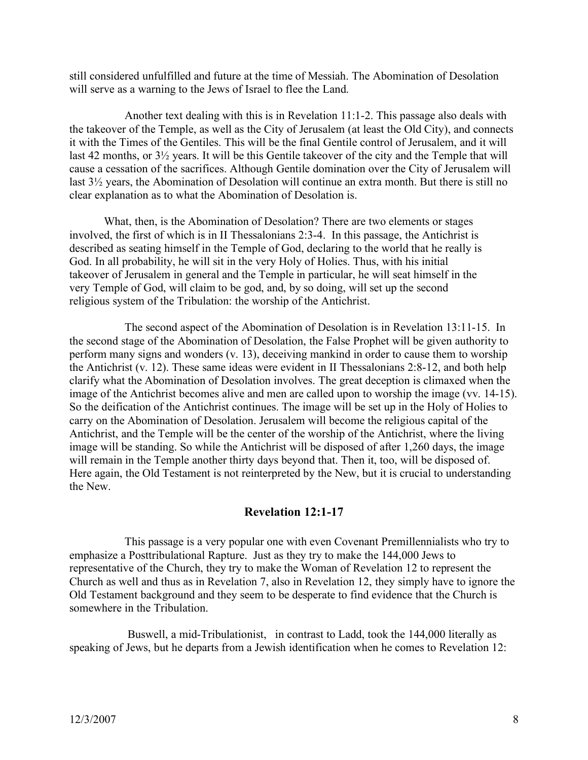still considered unfulfilled and future at the time of Messiah. The Abomination of Desolation will serve as a warning to the Jews of Israel to flee the Land.

Another text dealing with this is in Revelation 11:1-2. This passage also deals with the takeover of the Temple, as well as the City of Jerusalem (at least the Old City), and connects it with the Times of the Gentiles. This will be the final Gentile control of Jerusalem, and it will last 42 months, or 3½ years. It will be this Gentile takeover of the city and the Temple that will cause a cessation of the sacrifices. Although Gentile domination over the City of Jerusalem will last 3½ years, the Abomination of Desolation will continue an extra month. But there is still no clear explanation as to what the Abomination of Desolation is.

What, then, is the Abomination of Desolation? There are two elements or stages involved, the first of which is in II Thessalonians 2:3-4. In this passage, the Antichrist is described as seating himself in the Temple of God, declaring to the world that he really is God. In all probability, he will sit in the very Holy of Holies. Thus, with his initial takeover of Jerusalem in general and the Temple in particular, he will seat himself in the very Temple of God, will claim to be god, and, by so doing, will set up the second religious system of the Tribulation: the worship of the Antichrist.

The second aspect of the Abomination of Desolation is in Revelation 13:11-15. In the second stage of the Abomination of Desolation, the False Prophet will be given authority to perform many signs and wonders (v. 13), deceiving mankind in order to cause them to worship the Antichrist (v. 12). These same ideas were evident in II Thessalonians 2:8-12, and both help clarify what the Abomination of Desolation involves. The great deception is climaxed when the image of the Antichrist becomes alive and men are called upon to worship the image (vv. 14-15). So the deification of the Antichrist continues. The image will be set up in the Holy of Holies to carry on the Abomination of Desolation. Jerusalem will become the religious capital of the Antichrist, and the Temple will be the center of the worship of the Antichrist, where the living image will be standing. So while the Antichrist will be disposed of after 1,260 days, the image will remain in the Temple another thirty days beyond that. Then it, too, will be disposed of. Here again, the Old Testament is not reinterpreted by the New, but it is crucial to understanding the New.

## Revelation 12:1-17

This passage is a very popular one with even Covenant Premillennialists who try to emphasize a Posttribulational Rapture. Just as they try to make the 144,000 Jews to representative of the Church, they try to make the Woman of Revelation 12 to represent the Church as well and thus as in Revelation 7, also in Revelation 12, they simply have to ignore the Old Testament background and they seem to be desperate to find evidence that the Church is somewhere in the Tribulation.

Buswell, a mid-Tribulationist, in contrast to Ladd, took the 144,000 literally as speaking of Jews, but he departs from a Jewish identification when he comes to Revelation 12: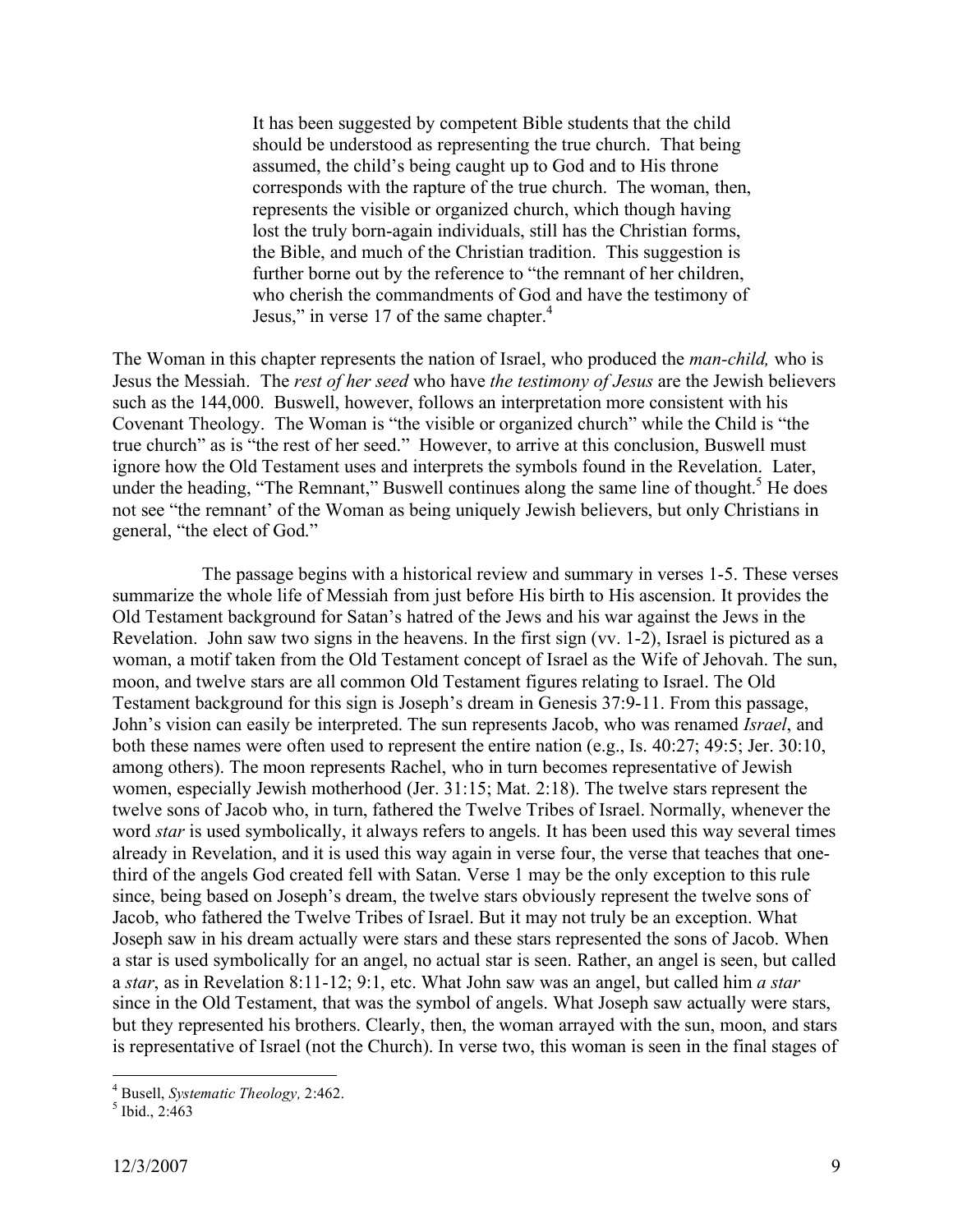> It has been suggested by competent Bible students that the child should be understood as representing the true church. That being assumed, the child's being caught up to God and to His throne corresponds with the rapture of the true church. The woman, then, represents the visible or organized church, which though having lost the truly born-again individuals, still has the Christian forms, the Bible, and much of the Christian tradition. This suggestion is further borne out by the reference to "the remnant of her children, who cherish the commandments of God and have the testimony of Jesus," in verse 17 of the same chapter.[4]

The Woman in this chapter represents the nation of Israel, who produced the *man-child,* who is Jesus the Messiah. The *rest of her seed* who have *the testimony of Jesus* are the Jewish believers such as the 144,000. Buswell, however, follows an interpretation more consistent with his Covenant Theology. The Woman is "the visible or organized church" while the Child is "the true church" as is "the rest of her seed." However, to arrive at this conclusion, Buswell must ignore how the Old Testament uses and interprets the symbols found in the Revelation. Later, under the heading, "The Remnant," Buswell continues along the same line of thought.[5] He does not see "the remnant' of the Woman as being uniquely Jewish believers, but only Christians in general, "the elect of God."

The passage begins with a historical review and summary in verses 1-5. These verses summarize the whole life of Messiah from just before His birth to His ascension. It provides the Old Testament background for Satan's hatred of the Jews and his war against the Jews in the Revelation. John saw two signs in the heavens. In the first sign (vv. 1-2), Israel is pictured as a woman, a motif taken from the Old Testament concept of Israel as the Wife of Jehovah. The sun, moon, and twelve stars are all common Old Testament figures relating to Israel. The Old Testament background for this sign is Joseph's dream in Genesis 37:9-11. From this passage, John's vision can easily be interpreted. The sun represents Jacob, who was renamed *Israel*, and both these names were often used to represent the entire nation (e.g., Is. 40:27; 49:5; Jer. 30:10, among others). The moon represents Rachel, who in turn becomes representative of Jewish women, especially Jewish motherhood (Jer. 31:15; Mat. 2:18). The twelve stars represent the twelve sons of Jacob who, in turn, fathered the Twelve Tribes of Israel. Normally, whenever the word *star* is used symbolically, it always refers to angels. It has been used this way several times already in Revelation, and it is used this way again in verse four, the verse that teaches that one-third of the angels God created fell with Satan. Verse 1 may be the only exception to this rule since, being based on Joseph's dream, the twelve stars obviously represent the twelve sons of Jacob, who fathered the Twelve Tribes of Israel. But it may not truly be an exception. What Joseph saw in his dream actually were stars and these stars represented the sons of Jacob. When a star is used symbolically for an angel, no actual star is seen. Rather, an angel is seen, but called a *star*, as in Revelation 8:11-12; 9:1, etc. What John saw was an angel, but called him *a star* since in the Old Testament, that was the symbol of angels. What Joseph saw actually were stars, but they represented his brothers. Clearly, then, the woman arrayed with the sun, moon, and stars is representative of Israel (not the Church). In verse two, this woman is seen in the final stages of

---

[4] Busell, *Systematic Theology,* 2:462.

[5] Ibid., 2:463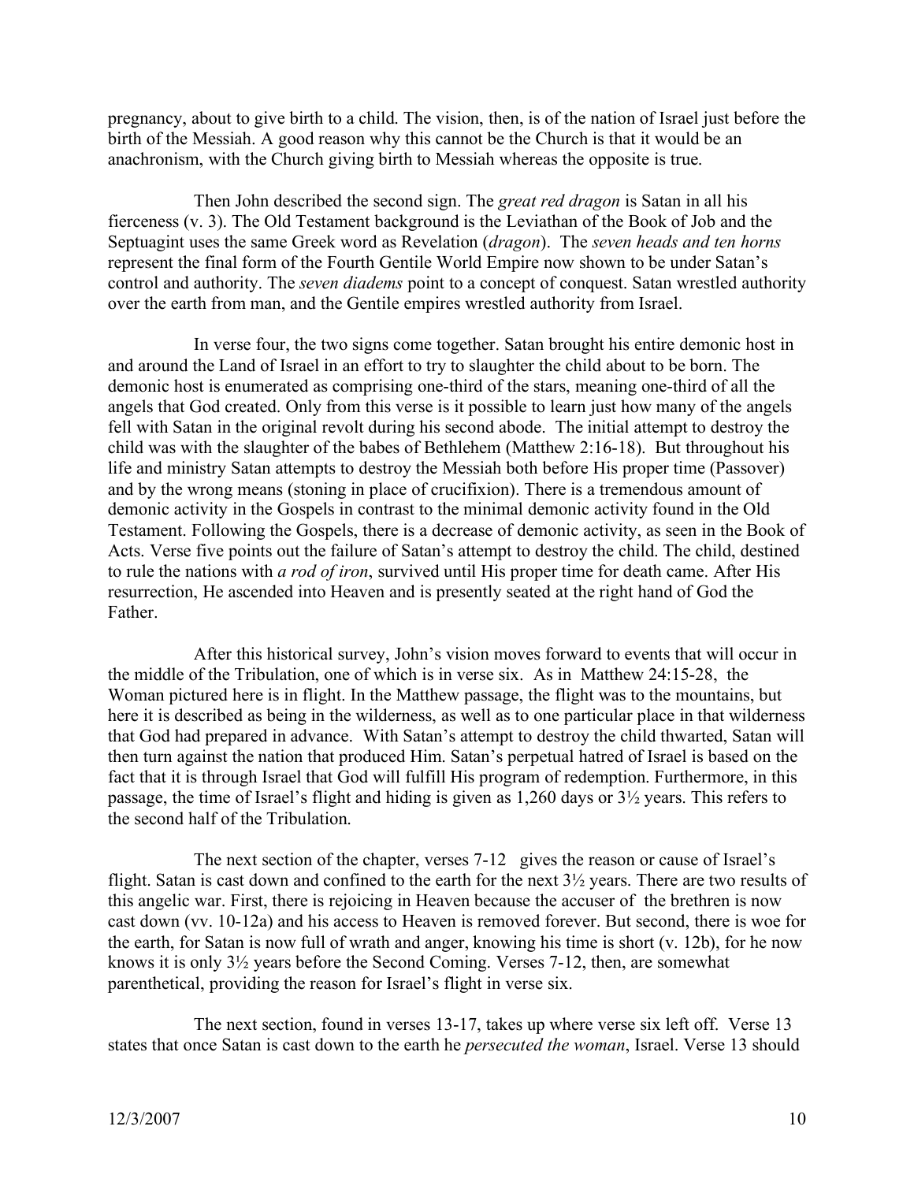pregnancy, about to give birth to a child. The vision, then, is of the nation of Israel just before the birth of the Messiah. A good reason why this cannot be the Church is that it would be an anachronism, with the Church giving birth to Messiah whereas the opposite is true.

Then John described the second sign. The *great red dragon* is Satan in all his fierceness (v. 3). The Old Testament background is the Leviathan of the Book of Job and the Septuagint uses the same Greek word as Revelation (*dragon*). The *seven heads and ten horns* represent the final form of the Fourth Gentile World Empire now shown to be under Satan's control and authority. The *seven diadems* point to a concept of conquest. Satan wrestled authority over the earth from man, and the Gentile empires wrestled authority from Israel.

In verse four, the two signs come together. Satan brought his entire demonic host in and around the Land of Israel in an effort to try to slaughter the child about to be born. The demonic host is enumerated as comprising one-third of the stars, meaning one-third of all the angels that God created. Only from this verse is it possible to learn just how many of the angels fell with Satan in the original revolt during his second abode. The initial attempt to destroy the child was with the slaughter of the babes of Bethlehem (Matthew 2:16-18). But throughout his life and ministry Satan attempts to destroy the Messiah both before His proper time (Passover) and by the wrong means (stoning in place of crucifixion). There is a tremendous amount of demonic activity in the Gospels in contrast to the minimal demonic activity found in the Old Testament. Following the Gospels, there is a decrease of demonic activity, as seen in the Book of Acts. Verse five points out the failure of Satan's attempt to destroy the child. The child, destined to rule the nations with *a rod of iron*, survived until His proper time for death came. After His resurrection, He ascended into Heaven and is presently seated at the right hand of God the Father.

After this historical survey, John's vision moves forward to events that will occur in the middle of the Tribulation, one of which is in verse six. As in Matthew 24:15-28, the Woman pictured here is in flight. In the Matthew passage, the flight was to the mountains, but here it is described as being in the wilderness, as well as to one particular place in that wilderness that God had prepared in advance. With Satan's attempt to destroy the child thwarted, Satan will then turn against the nation that produced Him. Satan's perpetual hatred of Israel is based on the fact that it is through Israel that God will fulfill His program of redemption. Furthermore, in this passage, the time of Israel's flight and hiding is given as 1,260 days or 3½ years. This refers to the second half of the Tribulation.

The next section of the chapter, verses 7-12 gives the reason or cause of Israel's flight. Satan is cast down and confined to the earth for the next 3½ years. There are two results of this angelic war. First, there is rejoicing in Heaven because the accuser of the brethren is now cast down (vv. 10-12a) and his access to Heaven is removed forever. But second, there is woe for the earth, for Satan is now full of wrath and anger, knowing his time is short (v. 12b), for he now knows it is only 3½ years before the Second Coming. Verses 7-12, then, are somewhat parenthetical, providing the reason for Israel's flight in verse six.

The next section, found in verses 13-17, takes up where verse six left off. Verse 13 states that once Satan is cast down to the earth he *persecuted the woman*, Israel. Verse 13 should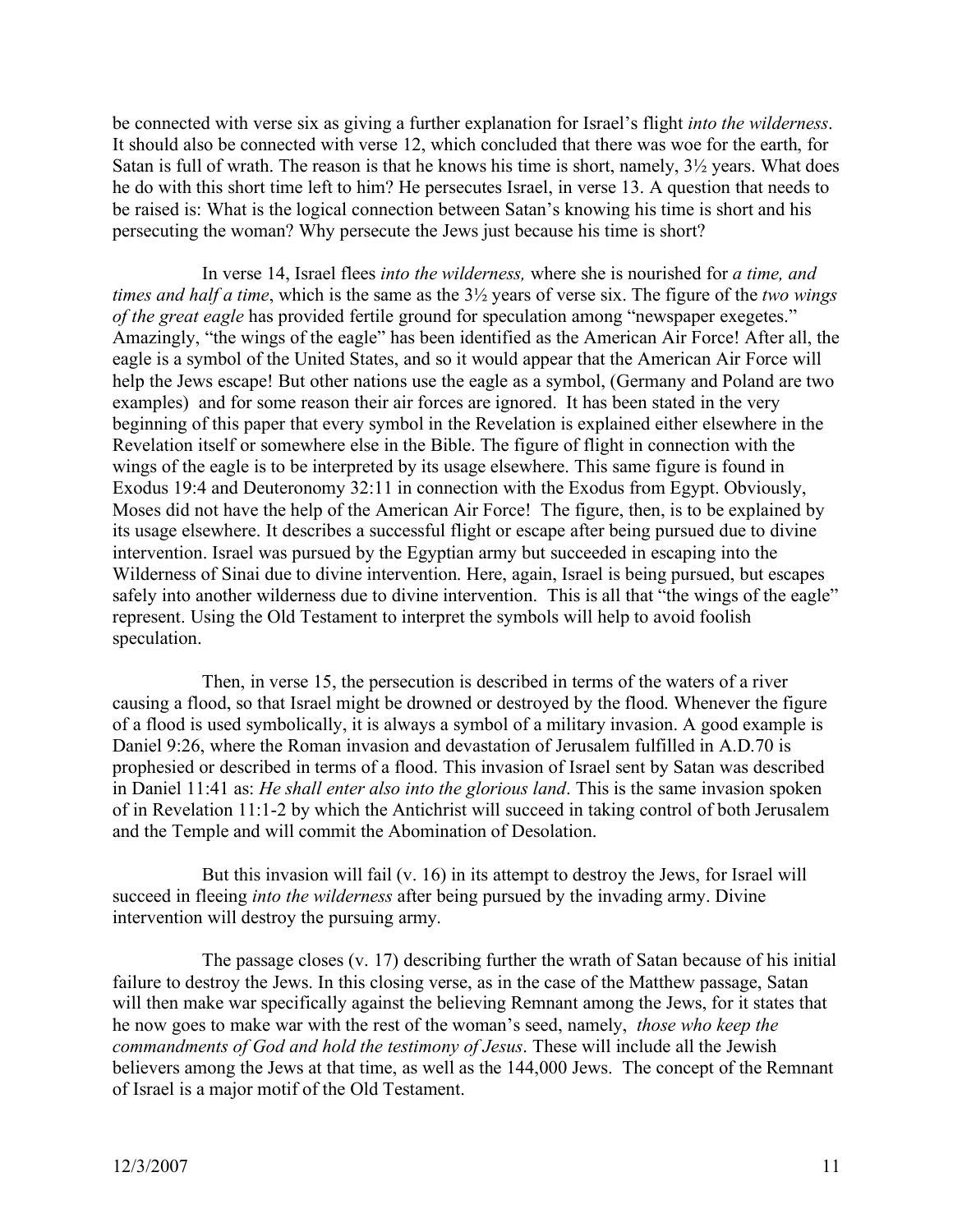be connected with verse six as giving a further explanation for Israel's flight *into the wilderness*. It should also be connected with verse 12, which concluded that there was woe for the earth, for Satan is full of wrath. The reason is that he knows his time is short, namely, 3½ years. What does he do with this short time left to him? He persecutes Israel, in verse 13. A question that needs to be raised is: What is the logical connection between Satan's knowing his time is short and his persecuting the woman? Why persecute the Jews just because his time is short?

In verse 14, Israel flees *into the wilderness,* where she is nourished for *a time, and times and half a time*, which is the same as the 3½ years of verse six. The figure of the *two wings of the great eagle* has provided fertile ground for speculation among "newspaper exegetes." Amazingly, "the wings of the eagle" has been identified as the American Air Force! After all, the eagle is a symbol of the United States, and so it would appear that the American Air Force will help the Jews escape! But other nations use the eagle as a symbol, (Germany and Poland are two examples) and for some reason their air forces are ignored. It has been stated in the very beginning of this paper that every symbol in the Revelation is explained either elsewhere in the Revelation itself or somewhere else in the Bible. The figure of flight in connection with the wings of the eagle is to be interpreted by its usage elsewhere. This same figure is found in Exodus 19:4 and Deuteronomy 32:11 in connection with the Exodus from Egypt. Obviously, Moses did not have the help of the American Air Force! The figure, then, is to be explained by its usage elsewhere. It describes a successful flight or escape after being pursued due to divine intervention. Israel was pursued by the Egyptian army but succeeded in escaping into the Wilderness of Sinai due to divine intervention. Here, again, Israel is being pursued, but escapes safely into another wilderness due to divine intervention. This is all that "the wings of the eagle" represent. Using the Old Testament to interpret the symbols will help to avoid foolish speculation.

Then, in verse 15, the persecution is described in terms of the waters of a river causing a flood, so that Israel might be drowned or destroyed by the flood. Whenever the figure of a flood is used symbolically, it is always a symbol of a military invasion. A good example is Daniel 9:26, where the Roman invasion and devastation of Jerusalem fulfilled in A.D.70 is prophesied or described in terms of a flood. This invasion of Israel sent by Satan was described in Daniel 11:41 as: *He shall enter also into the glorious land*. This is the same invasion spoken of in Revelation 11:1-2 by which the Antichrist will succeed in taking control of both Jerusalem and the Temple and will commit the Abomination of Desolation.

But this invasion will fail (v. 16) in its attempt to destroy the Jews, for Israel will succeed in fleeing *into the wilderness* after being pursued by the invading army. Divine intervention will destroy the pursuing army.

The passage closes (v. 17) describing further the wrath of Satan because of his initial failure to destroy the Jews. In this closing verse, as in the case of the Matthew passage, Satan will then make war specifically against the believing Remnant among the Jews, for it states that he now goes to make war with the rest of the woman's seed, namely, *those who keep the commandments of God and hold the testimony of Jesus*. These will include all the Jewish believers among the Jews at that time, as well as the 144,000 Jews. The concept of the Remnant of Israel is a major motif of the Old Testament.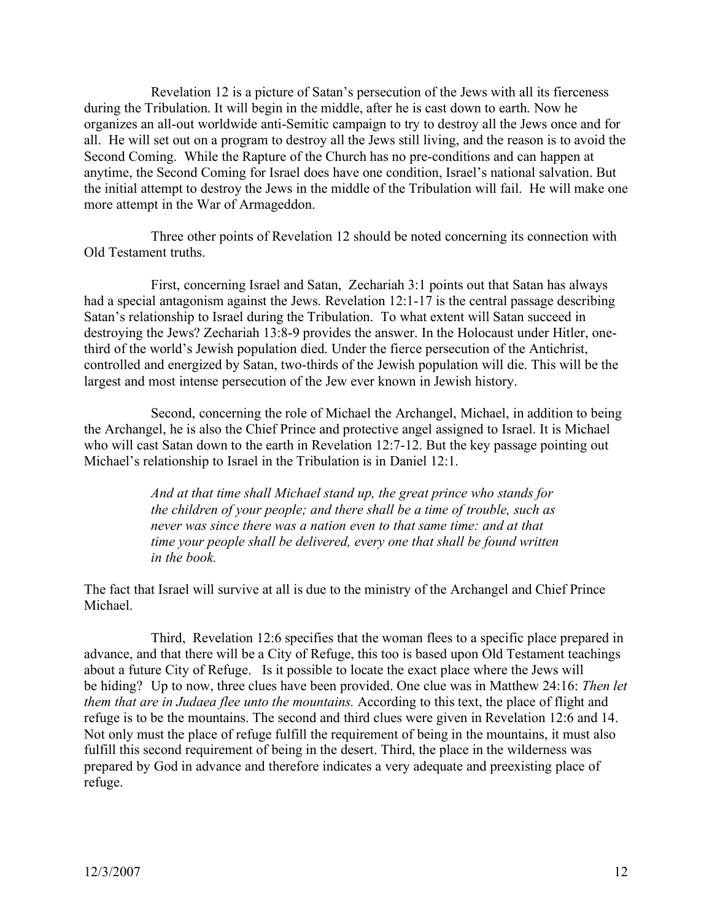Revelation 12 is a picture of Satan's persecution of the Jews with all its fierceness during the Tribulation. It will begin in the middle, after he is cast down to earth. Now he organizes an all-out worldwide anti-Semitic campaign to try to destroy all the Jews once and for all. He will set out on a program to destroy all the Jews still living, and the reason is to avoid the Second Coming. While the Rapture of the Church has no pre-conditions and can happen at anytime, the Second Coming for Israel does have one condition, Israel's national salvation. But the initial attempt to destroy the Jews in the middle of the Tribulation will fail. He will make one more attempt in the War of Armageddon.

Three other points of Revelation 12 should be noted concerning its connection with Old Testament truths.

First, concerning Israel and Satan, Zechariah 3:1 points out that Satan has always had a special antagonism against the Jews. Revelation 12:1-17 is the central passage describing Satan's relationship to Israel during the Tribulation. To what extent will Satan succeed in destroying the Jews? Zechariah 13:8-9 provides the answer. In the Holocaust under Hitler, one-third of the world's Jewish population died. Under the fierce persecution of the Antichrist, controlled and energized by Satan, two-thirds of the Jewish population will die. This will be the largest and most intense persecution of the Jew ever known in Jewish history.

Second, concerning the role of Michael the Archangel, Michael, in addition to being the Archangel, he is also the Chief Prince and protective angel assigned to Israel. It is Michael who will cast Satan down to the earth in Revelation 12:7-12. But the key passage pointing out Michael's relationship to Israel in the Tribulation is in Daniel 12:1.

> *And at that time shall Michael stand up, the great prince who stands for the children of your people; and there shall be a time of trouble, such as never was since there was a nation even to that same time: and at that time your people shall be delivered, every one that shall be found written in the book.*

The fact that Israel will survive at all is due to the ministry of the Archangel and Chief Prince Michael.

Third, Revelation 12:6 specifies that the woman flees to a specific place prepared in advance, and that there will be a City of Refuge, this too is based upon Old Testament teachings about a future City of Refuge. Is it possible to locate the exact place where the Jews will be hiding? Up to now, three clues have been provided. One clue was in Matthew 24:16: *Then let them that are in Judaea flee unto the mountains.* According to this text, the place of flight and refuge is to be the mountains. The second and third clues were given in Revelation 12:6 and 14. Not only must the place of refuge fulfill the requirement of being in the mountains, it must also fulfill this second requirement of being in the desert. Third, the place in the wilderness was prepared by God in advance and therefore indicates a very adequate and preexisting place of refuge.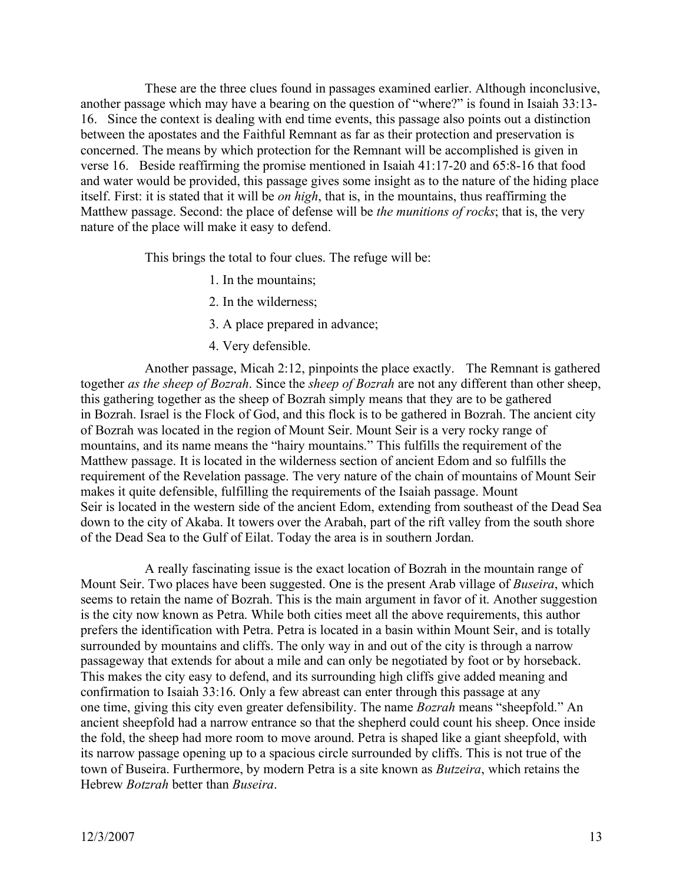These are the three clues found in passages examined earlier. Although inconclusive, another passage which may have a bearing on the question of "where?" is found in Isaiah 33:13-16. Since the context is dealing with end time events, this passage also points out a distinction between the apostates and the Faithful Remnant as far as their protection and preservation is concerned. The means by which protection for the Remnant will be accomplished is given in verse 16. Beside reaffirming the promise mentioned in Isaiah 41:17-20 and 65:8-16 that food and water would be provided, this passage gives some insight as to the nature of the hiding place itself. First: it is stated that it will be *on high*, that is, in the mountains, thus reaffirming the Matthew passage. Second: the place of defense will be *the munitions of rocks*; that is, the very nature of the place will make it easy to defend.

This brings the total to four clues. The refuge will be:

1. In the mountains;
2. In the wilderness;
3. A place prepared in advance;
4. Very defensible.

Another passage, Micah 2:12, pinpoints the place exactly. The Remnant is gathered together *as the sheep of Bozrah*. Since the *sheep of Bozrah* are not any different than other sheep, this gathering together as the sheep of Bozrah simply means that they are to be gathered in Bozrah. Israel is the Flock of God, and this flock is to be gathered in Bozrah. The ancient city of Bozrah was located in the region of Mount Seir. Mount Seir is a very rocky range of mountains, and its name means the "hairy mountains." This fulfills the requirement of the Matthew passage. It is located in the wilderness section of ancient Edom and so fulfills the requirement of the Revelation passage. The very nature of the chain of mountains of Mount Seir makes it quite defensible, fulfilling the requirements of the Isaiah passage. Mount Seir is located in the western side of the ancient Edom, extending from southeast of the Dead Sea down to the city of Akaba. It towers over the Arabah, part of the rift valley from the south shore of the Dead Sea to the Gulf of Eilat. Today the area is in southern Jordan.

A really fascinating issue is the exact location of Bozrah in the mountain range of Mount Seir. Two places have been suggested. One is the present Arab village of *Buseira*, which seems to retain the name of Bozrah. This is the main argument in favor of it. Another suggestion is the city now known as Petra. While both cities meet all the above requirements, this author prefers the identification with Petra. Petra is located in a basin within Mount Seir, and is totally surrounded by mountains and cliffs. The only way in and out of the city is through a narrow passageway that extends for about a mile and can only be negotiated by foot or by horseback. This makes the city easy to defend, and its surrounding high cliffs give added meaning and confirmation to Isaiah 33:16. Only a few abreast can enter through this passage at any one time, giving this city even greater defensibility. The name *Bozrah* means "sheepfold." An ancient sheepfold had a narrow entrance so that the shepherd could count his sheep. Once inside the fold, the sheep had more room to move around. Petra is shaped like a giant sheepfold, with its narrow passage opening up to a spacious circle surrounded by cliffs. This is not true of the town of Buseira. Furthermore, by modern Petra is a site known as *Butzeira*, which retains the Hebrew *Botzrah* better than *Buseira*.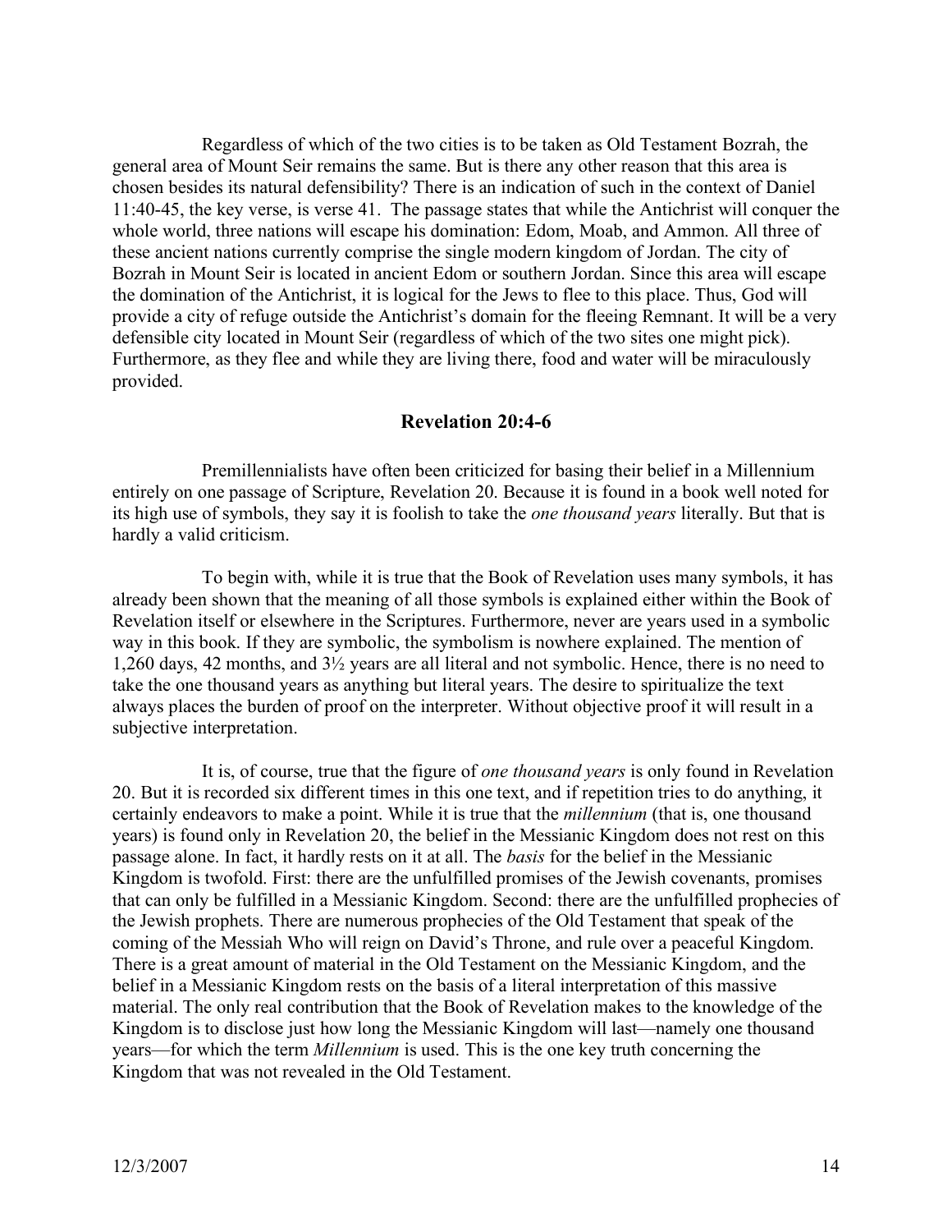Regardless of which of the two cities is to be taken as Old Testament Bozrah, the general area of Mount Seir remains the same. But is there any other reason that this area is chosen besides its natural defensibility? There is an indication of such in the context of Daniel 11:40-45, the key verse, is verse 41. The passage states that while the Antichrist will conquer the whole world, three nations will escape his domination: Edom, Moab, and Ammon. All three of these ancient nations currently comprise the single modern kingdom of Jordan. The city of Bozrah in Mount Seir is located in ancient Edom or southern Jordan. Since this area will escape the domination of the Antichrist, it is logical for the Jews to flee to this place. Thus, God will provide a city of refuge outside the Antichrist's domain for the fleeing Remnant. It will be a very defensible city located in Mount Seir (regardless of which of the two sites one might pick). Furthermore, as they flee and while they are living there, food and water will be miraculously provided.

## Revelation 20:4-6

Premillennialists have often been criticized for basing their belief in a Millennium entirely on one passage of Scripture, Revelation 20. Because it is found in a book well noted for its high use of symbols, they say it is foolish to take the *one thousand years* literally. But that is hardly a valid criticism.

To begin with, while it is true that the Book of Revelation uses many symbols, it has already been shown that the meaning of all those symbols is explained either within the Book of Revelation itself or elsewhere in the Scriptures. Furthermore, never are years used in a symbolic way in this book. If they are symbolic, the symbolism is nowhere explained. The mention of 1,260 days, 42 months, and 3½ years are all literal and not symbolic. Hence, there is no need to take the one thousand years as anything but literal years. The desire to spiritualize the text always places the burden of proof on the interpreter. Without objective proof it will result in a subjective interpretation.

It is, of course, true that the figure of *one thousand years* is only found in Revelation 20. But it is recorded six different times in this one text, and if repetition tries to do anything, it certainly endeavors to make a point. While it is true that the *millennium* (that is, one thousand years) is found only in Revelation 20, the belief in the Messianic Kingdom does not rest on this passage alone. In fact, it hardly rests on it at all. The *basis* for the belief in the Messianic Kingdom is twofold. First: there are the unfulfilled promises of the Jewish covenants, promises that can only be fulfilled in a Messianic Kingdom. Second: there are the unfulfilled prophecies of the Jewish prophets. There are numerous prophecies of the Old Testament that speak of the coming of the Messiah Who will reign on David's Throne, and rule over a peaceful Kingdom. There is a great amount of material in the Old Testament on the Messianic Kingdom, and the belief in a Messianic Kingdom rests on the basis of a literal interpretation of this massive material. The only real contribution that the Book of Revelation makes to the knowledge of the Kingdom is to disclose just how long the Messianic Kingdom will last—namely one thousand years—for which the term *Millennium* is used. This is the one key truth concerning the Kingdom that was not revealed in the Old Testament.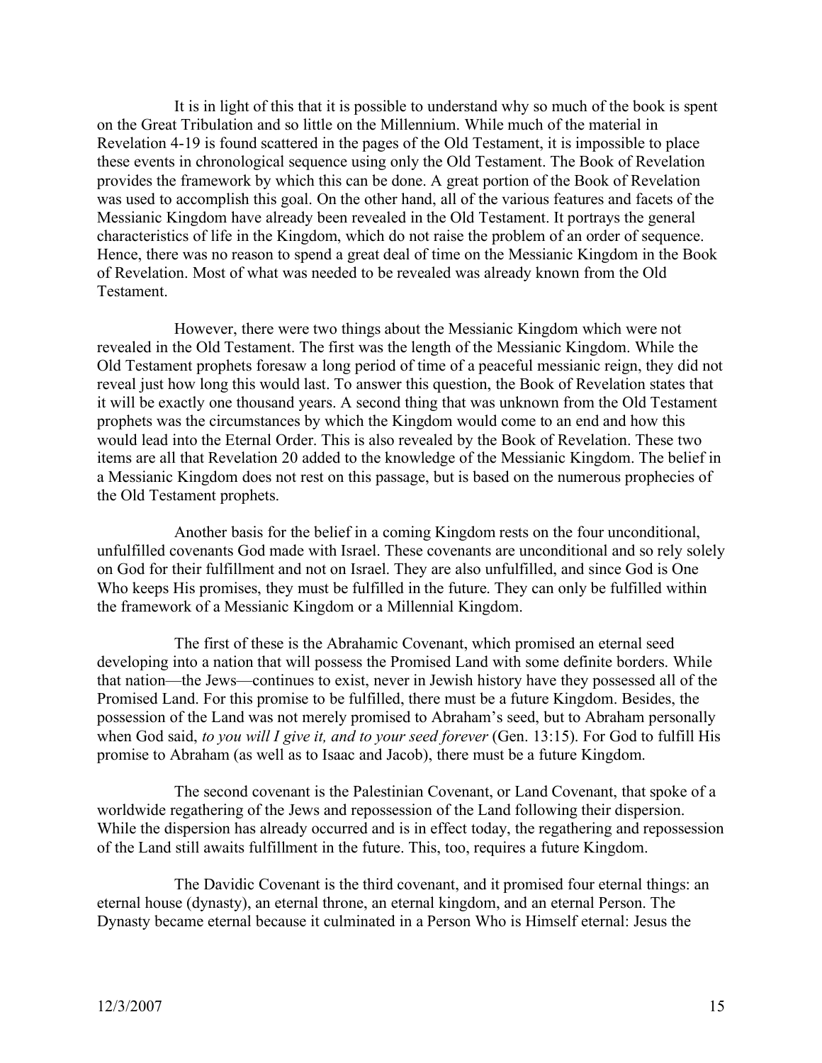It is in light of this that it is possible to understand why so much of the book is spent on the Great Tribulation and so little on the Millennium. While much of the material in Revelation 4-19 is found scattered in the pages of the Old Testament, it is impossible to place these events in chronological sequence using only the Old Testament. The Book of Revelation provides the framework by which this can be done. A great portion of the Book of Revelation was used to accomplish this goal. On the other hand, all of the various features and facets of the Messianic Kingdom have already been revealed in the Old Testament. It portrays the general characteristics of life in the Kingdom, which do not raise the problem of an order of sequence. Hence, there was no reason to spend a great deal of time on the Messianic Kingdom in the Book of Revelation. Most of what was needed to be revealed was already known from the Old Testament.

However, there were two things about the Messianic Kingdom which were not revealed in the Old Testament. The first was the length of the Messianic Kingdom. While the Old Testament prophets foresaw a long period of time of a peaceful messianic reign, they did not reveal just how long this would last. To answer this question, the Book of Revelation states that it will be exactly one thousand years. A second thing that was unknown from the Old Testament prophets was the circumstances by which the Kingdom would come to an end and how this would lead into the Eternal Order. This is also revealed by the Book of Revelation. These two items are all that Revelation 20 added to the knowledge of the Messianic Kingdom. The belief in a Messianic Kingdom does not rest on this passage, but is based on the numerous prophecies of the Old Testament prophets.

Another basis for the belief in a coming Kingdom rests on the four unconditional, unfulfilled covenants God made with Israel. These covenants are unconditional and so rely solely on God for their fulfillment and not on Israel. They are also unfulfilled, and since God is One Who keeps His promises, they must be fulfilled in the future. They can only be fulfilled within the framework of a Messianic Kingdom or a Millennial Kingdom.

The first of these is the Abrahamic Covenant, which promised an eternal seed developing into a nation that will possess the Promised Land with some definite borders. While that nation—the Jews—continues to exist, never in Jewish history have they possessed all of the Promised Land. For this promise to be fulfilled, there must be a future Kingdom. Besides, the possession of the Land was not merely promised to Abraham's seed, but to Abraham personally when God said, *to you will I give it, and to your seed forever* (Gen. 13:15). For God to fulfill His promise to Abraham (as well as to Isaac and Jacob), there must be a future Kingdom.

The second covenant is the Palestinian Covenant, or Land Covenant, that spoke of a worldwide regathering of the Jews and repossession of the Land following their dispersion. While the dispersion has already occurred and is in effect today, the regathering and repossession of the Land still awaits fulfillment in the future. This, too, requires a future Kingdom.

The Davidic Covenant is the third covenant, and it promised four eternal things: an eternal house (dynasty), an eternal throne, an eternal kingdom, and an eternal Person. The Dynasty became eternal because it culminated in a Person Who is Himself eternal: Jesus the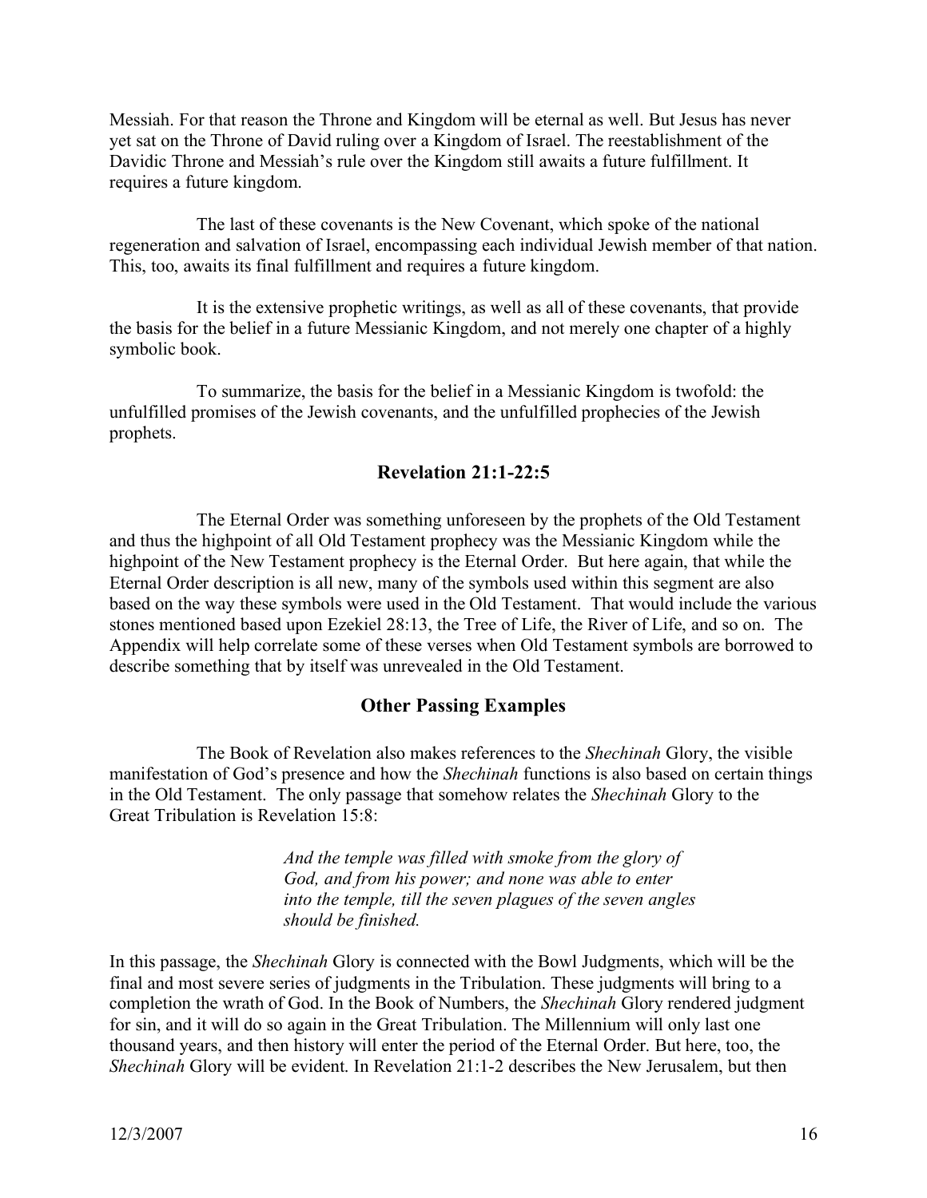Messiah. For that reason the Throne and Kingdom will be eternal as well. But Jesus has never yet sat on the Throne of David ruling over a Kingdom of Israel. The reestablishment of the Davidic Throne and Messiah's rule over the Kingdom still awaits a future fulfillment. It requires a future kingdom.

The last of these covenants is the New Covenant, which spoke of the national regeneration and salvation of Israel, encompassing each individual Jewish member of that nation. This, too, awaits its final fulfillment and requires a future kingdom.

It is the extensive prophetic writings, as well as all of these covenants, that provide the basis for the belief in a future Messianic Kingdom, and not merely one chapter of a highly symbolic book.

To summarize, the basis for the belief in a Messianic Kingdom is twofold: the unfulfilled promises of the Jewish covenants, and the unfulfilled prophecies of the Jewish prophets.

## Revelation 21:1-22:5

The Eternal Order was something unforeseen by the prophets of the Old Testament and thus the highpoint of all Old Testament prophecy was the Messianic Kingdom while the highpoint of the New Testament prophecy is the Eternal Order. But here again, that while the Eternal Order description is all new, many of the symbols used within this segment are also based on the way these symbols were used in the Old Testament. That would include the various stones mentioned based upon Ezekiel 28:13, the Tree of Life, the River of Life, and so on. The Appendix will help correlate some of these verses when Old Testament symbols are borrowed to describe something that by itself was unrevealed in the Old Testament.

## Other Passing Examples

The Book of Revelation also makes references to the *Shechinah* Glory, the visible manifestation of God's presence and how the *Shechinah* functions is also based on certain things in the Old Testament. The only passage that somehow relates the *Shechinah* Glory to the Great Tribulation is Revelation 15:8:

> *And the temple was filled with smoke from the glory of God, and from his power; and none was able to enter into the temple, till the seven plagues of the seven angles should be finished.*

In this passage, the *Shechinah* Glory is connected with the Bowl Judgments, which will be the final and most severe series of judgments in the Tribulation. These judgments will bring to a completion the wrath of God. In the Book of Numbers, the *Shechinah* Glory rendered judgment for sin, and it will do so again in the Great Tribulation. The Millennium will only last one thousand years, and then history will enter the period of the Eternal Order. But here, too, the *Shechinah* Glory will be evident. In Revelation 21:1-2 describes the New Jerusalem, but then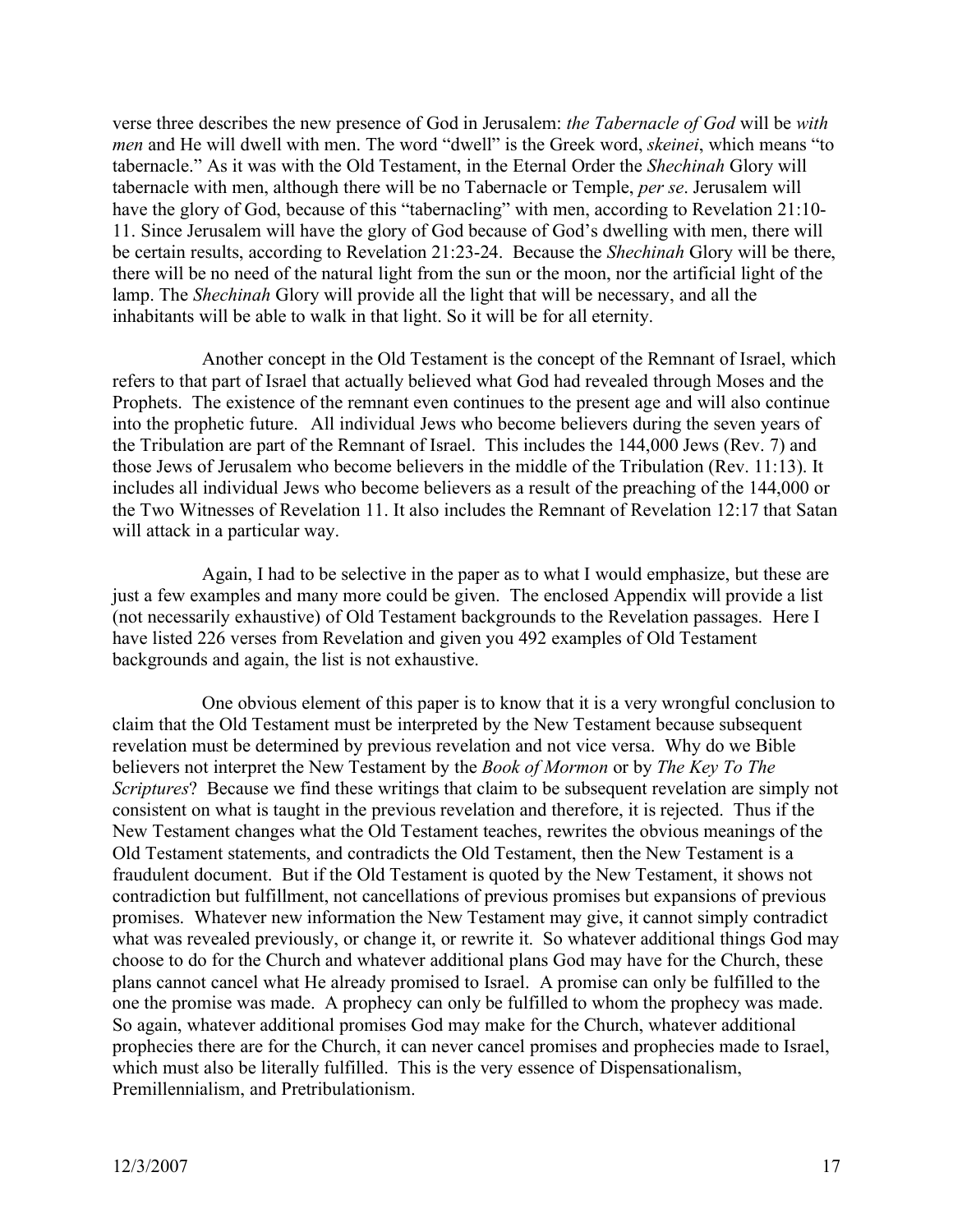verse three describes the new presence of God in Jerusalem: *the Tabernacle of God* will be *with men* and He will dwell with men. The word "dwell" is the Greek word, *skeinei*, which means "to tabernacle." As it was with the Old Testament, in the Eternal Order the *Shechinah* Glory will tabernacle with men, although there will be no Tabernacle or Temple, *per se*. Jerusalem will have the glory of God, because of this "tabernacling" with men, according to Revelation 21:10-11. Since Jerusalem will have the glory of God because of God's dwelling with men, there will be certain results, according to Revelation 21:23-24. Because the *Shechinah* Glory will be there, there will be no need of the natural light from the sun or the moon, nor the artificial light of the lamp. The *Shechinah* Glory will provide all the light that will be necessary, and all the inhabitants will be able to walk in that light. So it will be for all eternity.

Another concept in the Old Testament is the concept of the Remnant of Israel, which refers to that part of Israel that actually believed what God had revealed through Moses and the Prophets. The existence of the remnant even continues to the present age and will also continue into the prophetic future. All individual Jews who become believers during the seven years of the Tribulation are part of the Remnant of Israel. This includes the 144,000 Jews (Rev. 7) and those Jews of Jerusalem who become believers in the middle of the Tribulation (Rev. 11:13). It includes all individual Jews who become believers as a result of the preaching of the 144,000 or the Two Witnesses of Revelation 11. It also includes the Remnant of Revelation 12:17 that Satan will attack in a particular way.

Again, I had to be selective in the paper as to what I would emphasize, but these are just a few examples and many more could be given. The enclosed Appendix will provide a list (not necessarily exhaustive) of Old Testament backgrounds to the Revelation passages. Here I have listed 226 verses from Revelation and given you 492 examples of Old Testament backgrounds and again, the list is not exhaustive.

One obvious element of this paper is to know that it is a very wrongful conclusion to claim that the Old Testament must be interpreted by the New Testament because subsequent revelation must be determined by previous revelation and not vice versa. Why do we Bible believers not interpret the New Testament by the *Book of Mormon* or by *The Key To The Scriptures*? Because we find these writings that claim to be subsequent revelation are simply not consistent on what is taught in the previous revelation and therefore, it is rejected. Thus if the New Testament changes what the Old Testament teaches, rewrites the obvious meanings of the Old Testament statements, and contradicts the Old Testament, then the New Testament is a fraudulent document. But if the Old Testament is quoted by the New Testament, it shows not contradiction but fulfillment, not cancellations of previous promises but expansions of previous promises. Whatever new information the New Testament may give, it cannot simply contradict what was revealed previously, or change it, or rewrite it. So whatever additional things God may choose to do for the Church and whatever additional plans God may have for the Church, these plans cannot cancel what He already promised to Israel. A promise can only be fulfilled to the one the promise was made. A prophecy can only be fulfilled to whom the prophecy was made. So again, whatever additional promises God may make for the Church, whatever additional prophecies there are for the Church, it can never cancel promises and prophecies made to Israel, which must also be literally fulfilled. This is the very essence of Dispensationalism, Premillennialism, and Pretribulationism.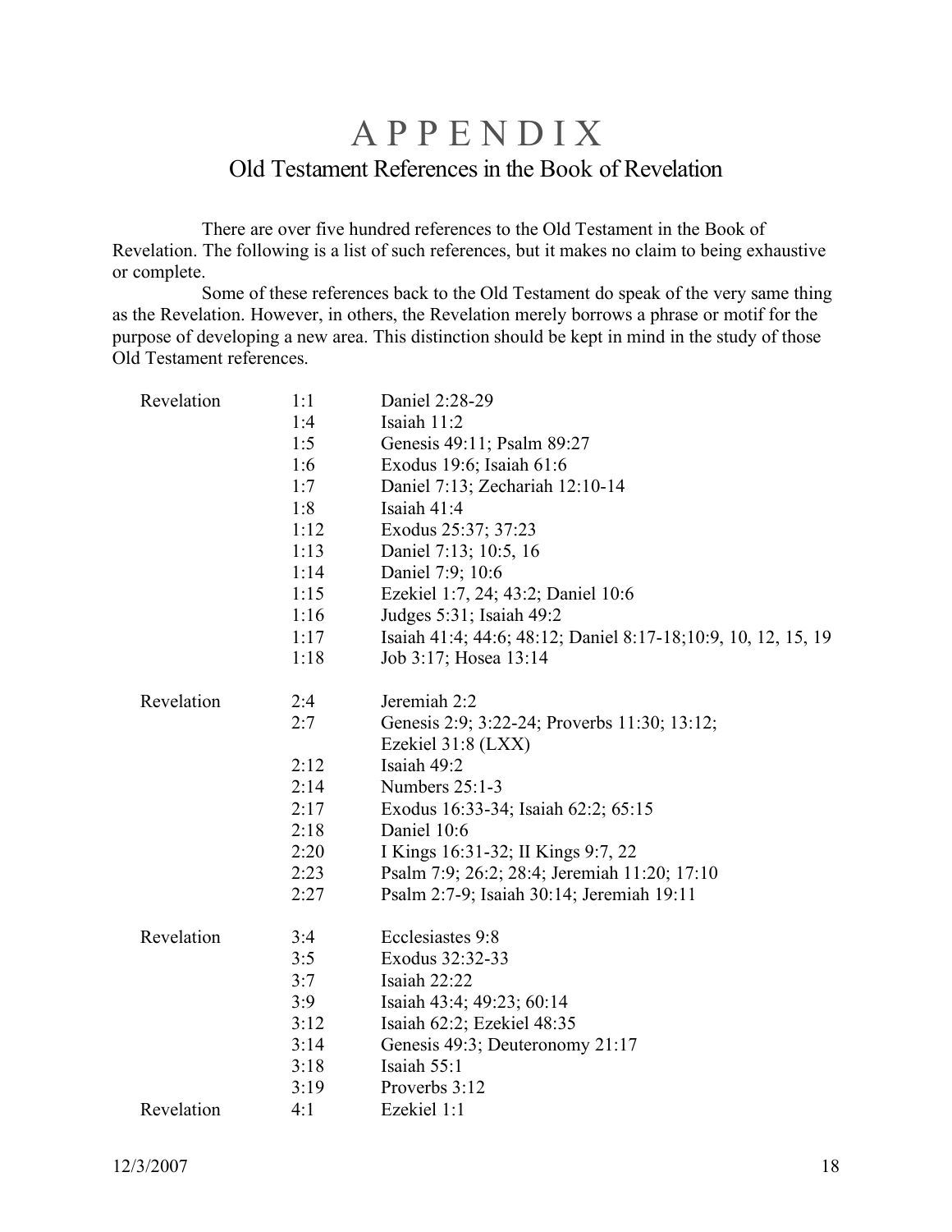# APPENDIX

## Old Testament References in the Book of Revelation

There are over five hundred references to the Old Testament in the Book of Revelation. The following is a list of such references, but it makes no claim to being exhaustive or complete.

Some of these references back to the Old Testament do speak of the very same thing as the Revelation. However, in others, the Revelation merely borrows a phrase or motif for the purpose of developing a new area. This distinction should be kept in mind in the study of those Old Testament references.

| | | |
|---|---|---|
| Revelation | 1:1 | Daniel 2:28-29 |
| | 1:4 | Isaiah 11:2 |
| | 1:5 | Genesis 49:11; Psalm 89:27 |
| | 1:6 | Exodus 19:6; Isaiah 61:6 |
| | 1:7 | Daniel 7:13; Zechariah 12:10-14 |
| | 1:8 | Isaiah 41:4 |
| | 1:12 | Exodus 25:37; 37:23 |
| | 1:13 | Daniel 7:13; 10:5, 16 |
| | 1:14 | Daniel 7:9; 10:6 |
| | 1:15 | Ezekiel 1:7, 24; 43:2; Daniel 10:6 |
| | 1:16 | Judges 5:31; Isaiah 49:2 |
| | 1:17 | Isaiah 41:4; 44:6; 48:12; Daniel 8:17-18;10:9, 10, 12, 15, 19 |
| | 1:18 | Job 3:17; Hosea 13:14 |
| Revelation | 2:4 | Jeremiah 2:2 |
| | 2:7 | Genesis 2:9; 3:22-24; Proverbs 11:30; 13:12; Ezekiel 31:8 (LXX) |
| | 2:12 | Isaiah 49:2 |
| | 2:14 | Numbers 25:1-3 |
| | 2:17 | Exodus 16:33-34; Isaiah 62:2; 65:15 |
| | 2:18 | Daniel 10:6 |
| | 2:20 | I Kings 16:31-32; II Kings 9:7, 22 |
| | 2:23 | Psalm 7:9; 26:2; 28:4; Jeremiah 11:20; 17:10 |
| | 2:27 | Psalm 2:7-9; Isaiah 30:14; Jeremiah 19:11 |
| Revelation | 3:4 | Ecclesiastes 9:8 |
| | 3:5 | Exodus 32:32-33 |
| | 3:7 | Isaiah 22:22 |
| | 3:9 | Isaiah 43:4; 49:23; 60:14 |
| | 3:12 | Isaiah 62:2; Ezekiel 48:35 |
| | 3:14 | Genesis 49:3; Deuteronomy 21:17 |
| | 3:18 | Isaiah 55:1 |
| | 3:19 | Proverbs 3:12 |
| Revelation | 4:1 | Ezekiel 1:1 |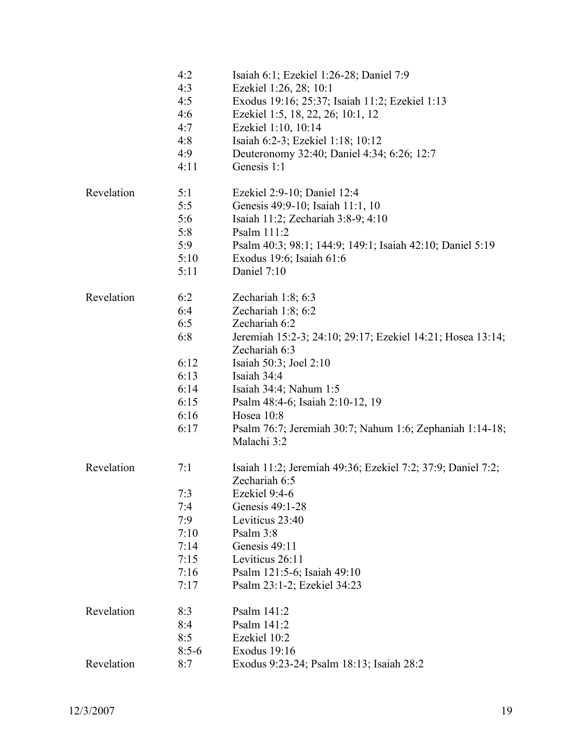| | | |
|---|---|---|
| | 4:2 | Isaiah 6:1; Ezekiel 1:26-28; Daniel 7:9 |
| | 4:3 | Ezekiel 1:26, 28; 10:1 |
| | 4:5 | Exodus 19:16; 25:37; Isaiah 11:2; Ezekiel 1:13 |
| | 4:6 | Ezekiel 1:5, 18, 22, 26; 10:1, 12 |
| | 4:7 | Ezekiel 1:10, 10:14 |
| | 4:8 | Isaiah 6:2-3; Ezekiel 1:18; 10:12 |
| | 4:9 | Deuteronomy 32:40; Daniel 4:34; 6:26; 12:7 |
| | 4:11 | Genesis 1:1 |
| Revelation | 5:1 | Ezekiel 2:9-10; Daniel 12:4 |
| | 5:5 | Genesis 49:9-10; Isaiah 11:1, 10 |
| | 5:6 | Isaiah 11:2; Zechariah 3:8-9; 4:10 |
| | 5:8 | Psalm 111:2 |
| | 5:9 | Psalm 40:3; 98:1; 144:9; 149:1; Isaiah 42:10; Daniel 5:19 |
| | 5:10 | Exodus 19:6; Isaiah 61:6 |
| | 5:11 | Daniel 7:10 |
| Revelation | 6:2 | Zechariah 1:8; 6:3 |
| | 6:4 | Zechariah 1:8; 6:2 |
| | 6:5 | Zechariah 6:2 |
| | 6:8 | Jeremiah 15:2-3; 24:10; 29:17; Ezekiel 14:21; Hosea 13:14; Zechariah 6:3 |
| | 6:12 | Isaiah 50:3; Joel 2:10 |
| | 6:13 | Isaiah 34:4 |
| | 6:14 | Isaiah 34:4; Nahum 1:5 |
| | 6:15 | Psalm 48:4-6; Isaiah 2:10-12, 19 |
| | 6:16 | Hosea 10:8 |
| | 6:17 | Psalm 76:7; Jeremiah 30:7; Nahum 1:6; Zephaniah 1:14-18; Malachi 3:2 |
| Revelation | 7:1 | Isaiah 11:2; Jeremiah 49:36; Ezekiel 7:2; 37:9; Daniel 7:2; Zechariah 6:5 |
| | 7:3 | Ezekiel 9:4-6 |
| | 7:4 | Genesis 49:1-28 |
| | 7:9 | Leviticus 23:40 |
| | 7:10 | Psalm 3:8 |
| | 7:14 | Genesis 49:11 |
| | 7:15 | Leviticus 26:11 |
| | 7:16 | Psalm 121:5-6; Isaiah 49:10 |
| | 7:17 | Psalm 23:1-2; Ezekiel 34:23 |
| Revelation | 8:3 | Psalm 141:2 |
| | 8:4 | Psalm 141:2 |
| | 8:5 | Ezekiel 10:2 |
| | 8:5-6 | Exodus 19:16 |
| Revelation | 8:7 | Exodus 9:23-24; Psalm 18:13; Isaiah 28:2 |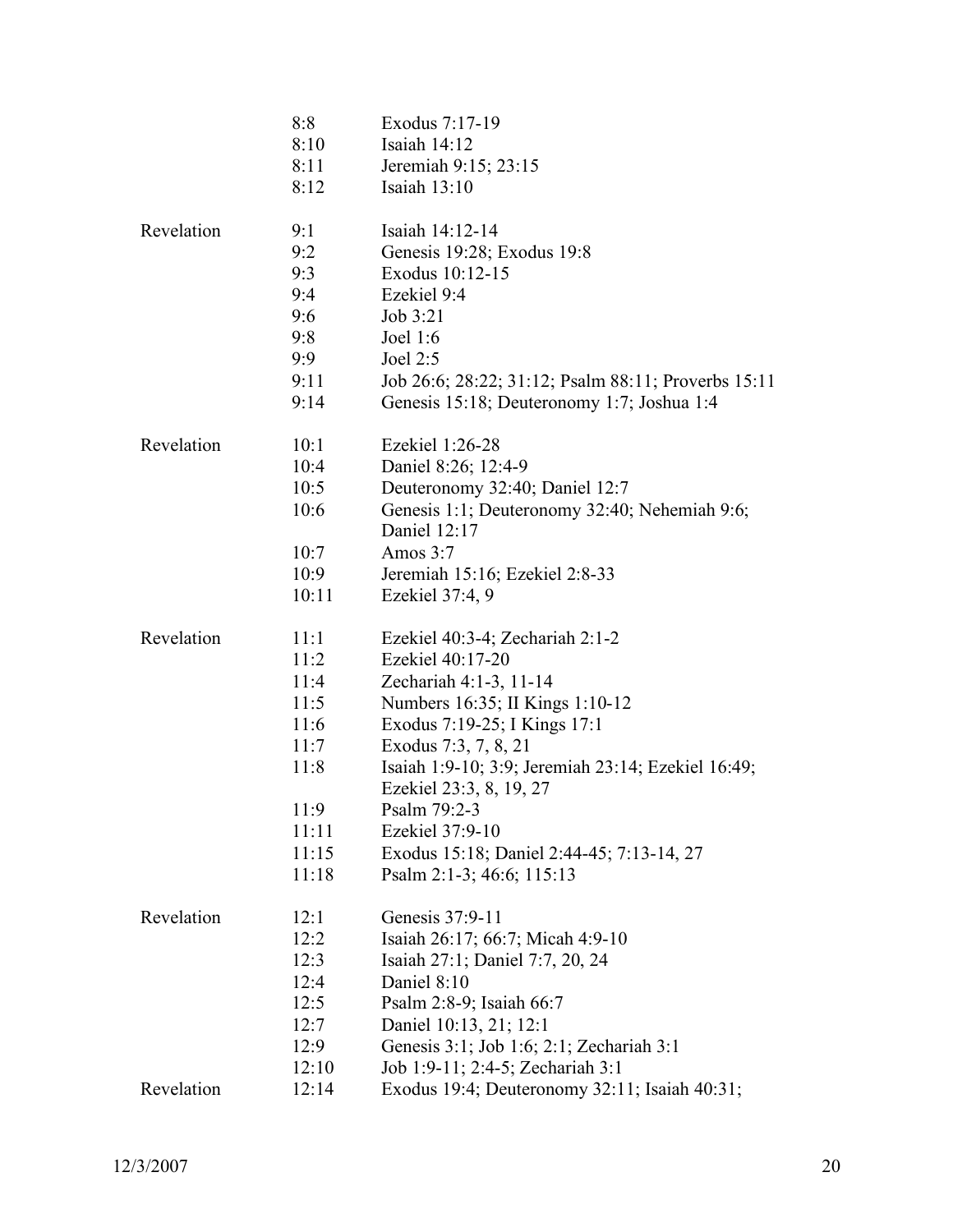| | | |
|---|---|---|
| | 8:8 | Exodus 7:17-19 |
| | 8:10 | Isaiah 14:12 |
| | 8:11 | Jeremiah 9:15; 23:15 |
| | 8:12 | Isaiah 13:10 |
| Revelation | 9:1 | Isaiah 14:12-14 |
| | 9:2 | Genesis 19:28; Exodus 19:8 |
| | 9:3 | Exodus 10:12-15 |
| | 9:4 | Ezekiel 9:4 |
| | 9:6 | Job 3:21 |
| | 9:8 | Joel 1:6 |
| | 9:9 | Joel 2:5 |
| | 9:11 | Job 26:6; 28:22; 31:12; Psalm 88:11; Proverbs 15:11 |
| | 9:14 | Genesis 15:18; Deuteronomy 1:7; Joshua 1:4 |
| Revelation | 10:1 | Ezekiel 1:26-28 |
| | 10:4 | Daniel 8:26; 12:4-9 |
| | 10:5 | Deuteronomy 32:40; Daniel 12:7 |
| | 10:6 | Genesis 1:1; Deuteronomy 32:40; Nehemiah 9:6; Daniel 12:17 |
| | 10:7 | Amos 3:7 |
| | 10:9 | Jeremiah 15:16; Ezekiel 2:8-33 |
| | 10:11 | Ezekiel 37:4, 9 |
| Revelation | 11:1 | Ezekiel 40:3-4; Zechariah 2:1-2 |
| | 11:2 | Ezekiel 40:17-20 |
| | 11:4 | Zechariah 4:1-3, 11-14 |
| | 11:5 | Numbers 16:35; II Kings 1:10-12 |
| | 11:6 | Exodus 7:19-25; I Kings 17:1 |
| | 11:7 | Exodus 7:3, 7, 8, 21 |
| | 11:8 | Isaiah 1:9-10; 3:9; Jeremiah 23:14; Ezekiel 16:49; Ezekiel 23:3, 8, 19, 27 |
| | 11:9 | Psalm 79:2-3 |
| | 11:11 | Ezekiel 37:9-10 |
| | 11:15 | Exodus 15:18; Daniel 2:44-45; 7:13-14, 27 |
| | 11:18 | Psalm 2:1-3; 46:6; 115:13 |
| Revelation | 12:1 | Genesis 37:9-11 |
| | 12:2 | Isaiah 26:17; 66:7; Micah 4:9-10 |
| | 12:3 | Isaiah 27:1; Daniel 7:7, 20, 24 |
| | 12:4 | Daniel 8:10 |
| | 12:5 | Psalm 2:8-9; Isaiah 66:7 |
| | 12:7 | Daniel 10:13, 21; 12:1 |
| | 12:9 | Genesis 3:1; Job 1:6; 2:1; Zechariah 3:1 |
| | 12:10 | Job 1:9-11; 2:4-5; Zechariah 3:1 |
| Revelation | 12:14 | Exodus 19:4; Deuteronomy 32:11; Isaiah 40:31; |

12/3/2007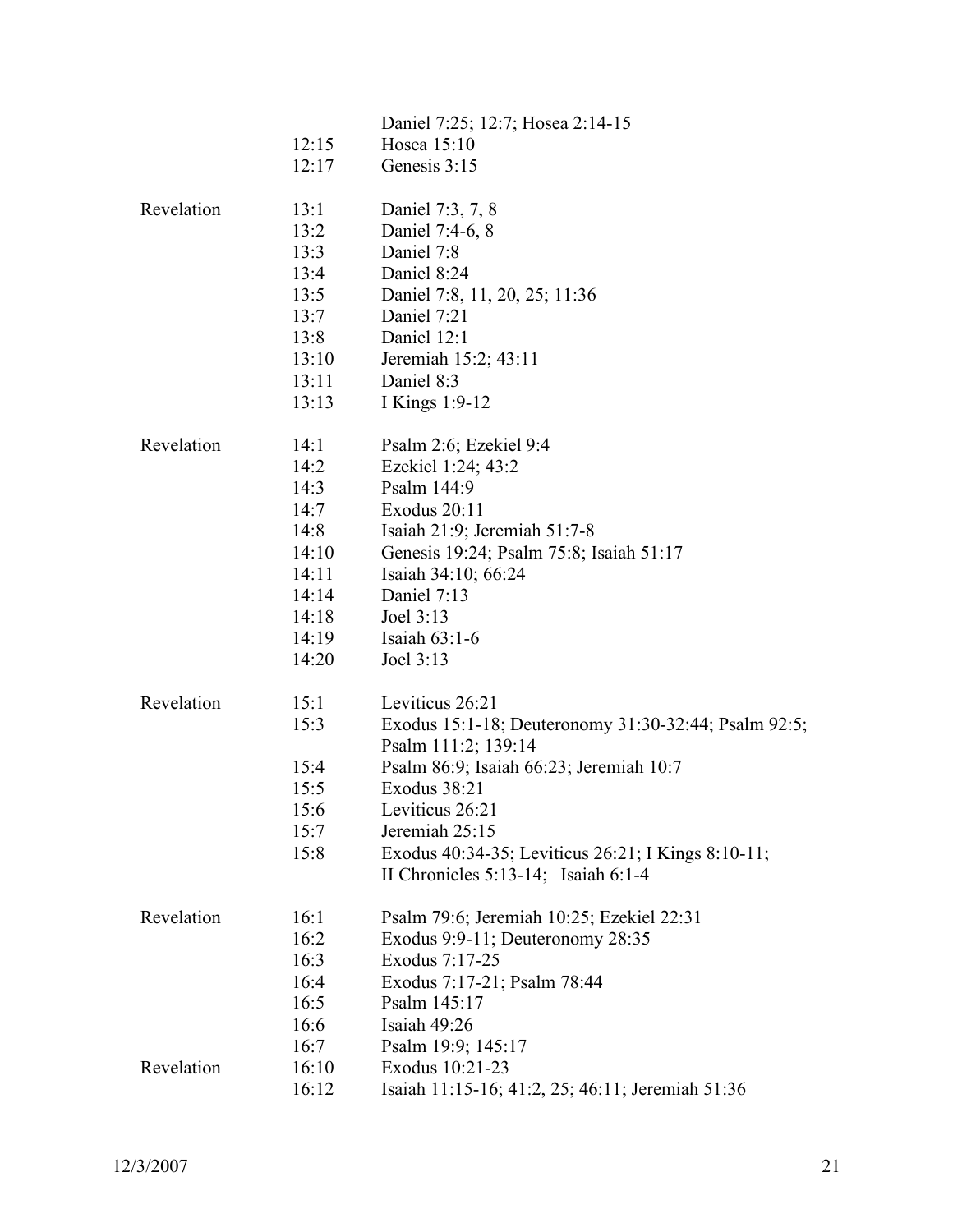| | | |
|---|---|---|
| | | Daniel 7:25; 12:7; Hosea 2:14-15 |
| | 12:15 | Hosea 15:10 |
| | 12:17 | Genesis 3:15 |
| Revelation | 13:1 | Daniel 7:3, 7, 8 |
| | 13:2 | Daniel 7:4-6, 8 |
| | 13:3 | Daniel 7:8 |
| | 13:4 | Daniel 8:24 |
| | 13:5 | Daniel 7:8, 11, 20, 25; 11:36 |
| | 13:7 | Daniel 7:21 |
| | 13:8 | Daniel 12:1 |
| | 13:10 | Jeremiah 15:2; 43:11 |
| | 13:11 | Daniel 8:3 |
| | 13:13 | I Kings 1:9-12 |
| Revelation | 14:1 | Psalm 2:6; Ezekiel 9:4 |
| | 14:2 | Ezekiel 1:24; 43:2 |
| | 14:3 | Psalm 144:9 |
| | 14:7 | Exodus 20:11 |
| | 14:8 | Isaiah 21:9; Jeremiah 51:7-8 |
| | 14:10 | Genesis 19:24; Psalm 75:8; Isaiah 51:17 |
| | 14:11 | Isaiah 34:10; 66:24 |
| | 14:14 | Daniel 7:13 |
| | 14:18 | Joel 3:13 |
| | 14:19 | Isaiah 63:1-6 |
| | 14:20 | Joel 3:13 |
| Revelation | 15:1 | Leviticus 26:21 |
| | 15:3 | Exodus 15:1-18; Deuteronomy 31:30-32:44; Psalm 92:5; Psalm 111:2; 139:14 |
| | 15:4 | Psalm 86:9; Isaiah 66:23; Jeremiah 10:7 |
| | 15:5 | Exodus 38:21 |
| | 15:6 | Leviticus 26:21 |
| | 15:7 | Jeremiah 25:15 |
| | 15:8 | Exodus 40:34-35; Leviticus 26:21; I Kings 8:10-11; II Chronicles 5:13-14; Isaiah 6:1-4 |
| Revelation | 16:1 | Psalm 79:6; Jeremiah 10:25; Ezekiel 22:31 |
| | 16:2 | Exodus 9:9-11; Deuteronomy 28:35 |
| | 16:3 | Exodus 7:17-25 |
| | 16:4 | Exodus 7:17-21; Psalm 78:44 |
| | 16:5 | Psalm 145:17 |
| | 16:6 | Isaiah 49:26 |
| | 16:7 | Psalm 19:9; 145:17 |
| Revelation | 16:10 | Exodus 10:21-23 |
| | 16:12 | Isaiah 11:15-16; 41:2, 25; 46:11; Jeremiah 51:36 |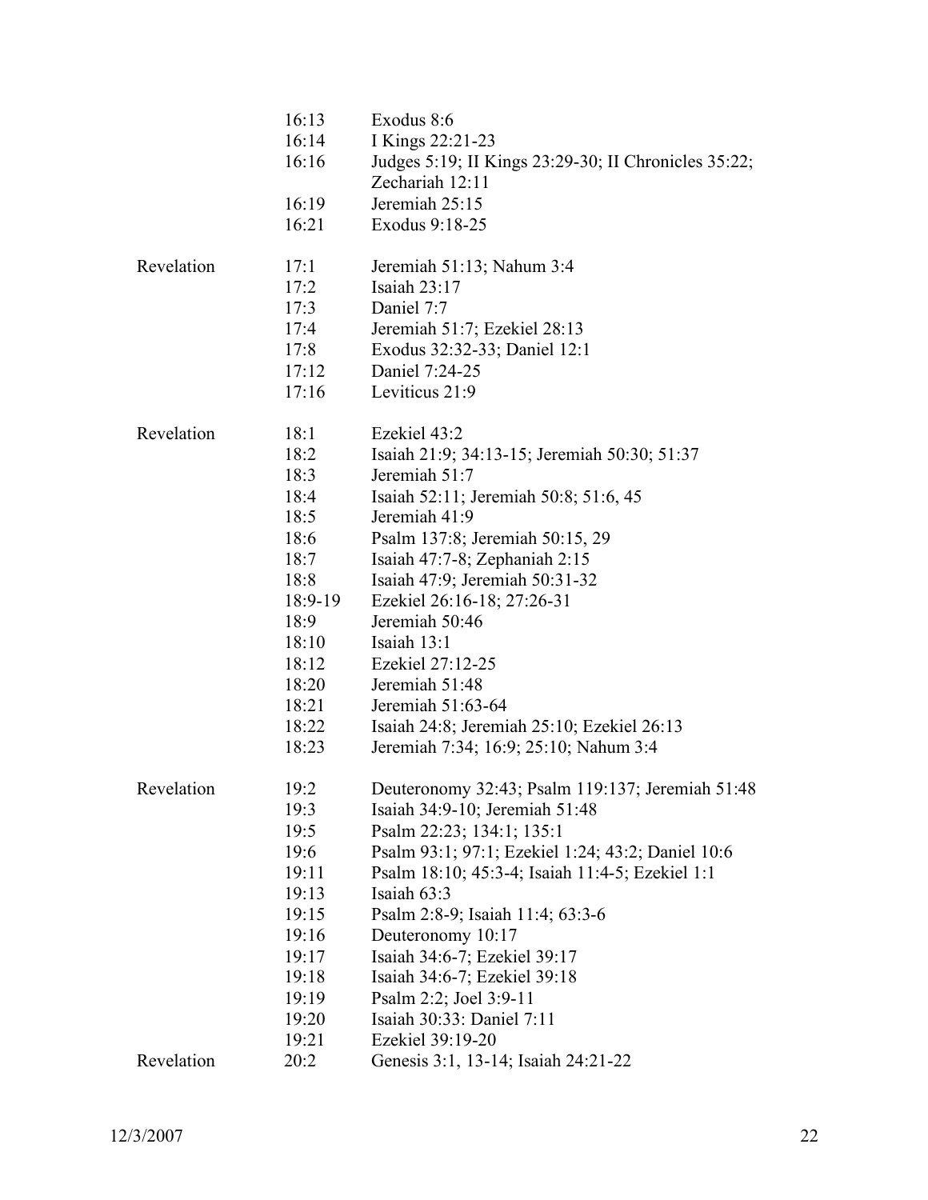| | | |
|---|---|---|
| | 16:13 | Exodus 8:6 |
| | 16:14 | I Kings 22:21-23 |
| | 16:16 | Judges 5:19; II Kings 23:29-30; II Chronicles 35:22; Zechariah 12:11 |
| | 16:19 | Jeremiah 25:15 |
| | 16:21 | Exodus 9:18-25 |
| | | |
| Revelation | 17:1 | Jeremiah 51:13; Nahum 3:4 |
| | 17:2 | Isaiah 23:17 |
| | 17:3 | Daniel 7:7 |
| | 17:4 | Jeremiah 51:7; Ezekiel 28:13 |
| | 17:8 | Exodus 32:32-33; Daniel 12:1 |
| | 17:12 | Daniel 7:24-25 |
| | 17:16 | Leviticus 21:9 |
| | | |
| Revelation | 18:1 | Ezekiel 43:2 |
| | 18:2 | Isaiah 21:9; 34:13-15; Jeremiah 50:30; 51:37 |
| | 18:3 | Jeremiah 51:7 |
| | 18:4 | Isaiah 52:11; Jeremiah 50:8; 51:6, 45 |
| | 18:5 | Jeremiah 41:9 |
| | 18:6 | Psalm 137:8; Jeremiah 50:15, 29 |
| | 18:7 | Isaiah 47:7-8; Zephaniah 2:15 |
| | 18:8 | Isaiah 47:9; Jeremiah 50:31-32 |
| | 18:9-19 | Ezekiel 26:16-18; 27:26-31 |
| | 18:9 | Jeremiah 50:46 |
| | 18:10 | Isaiah 13:1 |
| | 18:12 | Ezekiel 27:12-25 |
| | 18:20 | Jeremiah 51:48 |
| | 18:21 | Jeremiah 51:63-64 |
| | 18:22 | Isaiah 24:8; Jeremiah 25:10; Ezekiel 26:13 |
| | 18:23 | Jeremiah 7:34; 16:9; 25:10; Nahum 3:4 |
| | | |
| Revelation | 19:2 | Deuteronomy 32:43; Psalm 119:137; Jeremiah 51:48 |
| | 19:3 | Isaiah 34:9-10; Jeremiah 51:48 |
| | 19:5 | Psalm 22:23; 134:1; 135:1 |
| | 19:6 | Psalm 93:1; 97:1; Ezekiel 1:24; 43:2; Daniel 10:6 |
| | 19:11 | Psalm 18:10; 45:3-4; Isaiah 11:4-5; Ezekiel 1:1 |
| | 19:13 | Isaiah 63:3 |
| | 19:15 | Psalm 2:8-9; Isaiah 11:4; 63:3-6 |
| | 19:16 | Deuteronomy 10:17 |
| | 19:17 | Isaiah 34:6-7; Ezekiel 39:17 |
| | 19:18 | Isaiah 34:6-7; Ezekiel 39:18 |
| | 19:19 | Psalm 2:2; Joel 3:9-11 |
| | 19:20 | Isaiah 30:33: Daniel 7:11 |
| | 19:21 | Ezekiel 39:19-20 |
| Revelation | 20:2 | Genesis 3:1, 13-14; Isaiah 24:21-22 |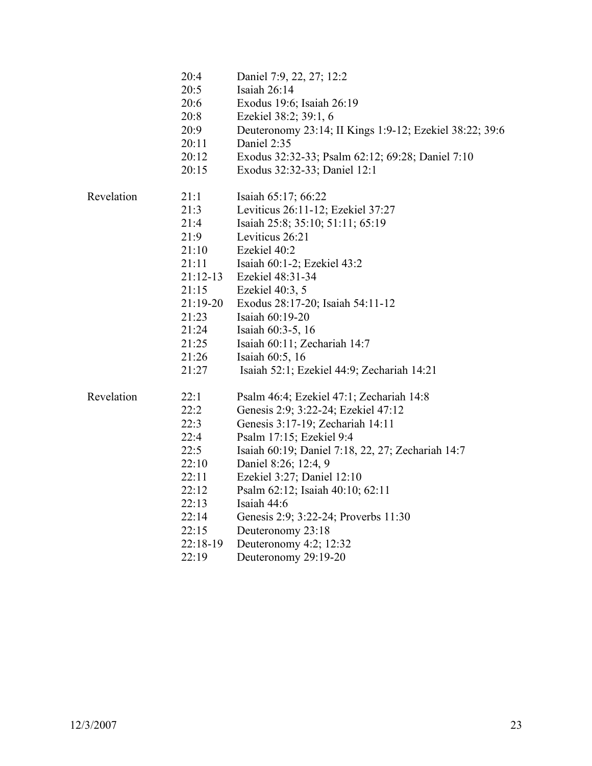| | | |
|---|---|---|
| | 20:4 | Daniel 7:9, 22, 27; 12:2 |
| | 20:5 | Isaiah 26:14 |
| | 20:6 | Exodus 19:6; Isaiah 26:19 |
| | 20:8 | Ezekiel 38:2; 39:1, 6 |
| | 20:9 | Deuteronomy 23:14; II Kings 1:9-12; Ezekiel 38:22; 39:6 |
| | 20:11 | Daniel 2:35 |
| | 20:12 | Exodus 32:32-33; Psalm 62:12; 69:28; Daniel 7:10 |
| | 20:15 | Exodus 32:32-33; Daniel 12:1 |
| | | |
| Revelation | 21:1 | Isaiah 65:17; 66:22 |
| | 21:3 | Leviticus 26:11-12; Ezekiel 37:27 |
| | 21:4 | Isaiah 25:8; 35:10; 51:11; 65:19 |
| | 21:9 | Leviticus 26:21 |
| | 21:10 | Ezekiel 40:2 |
| | 21:11 | Isaiah 60:1-2; Ezekiel 43:2 |
| | 21:12-13 | Ezekiel 48:31-34 |
| | 21:15 | Ezekiel 40:3, 5 |
| | 21:19-20 | Exodus 28:17-20; Isaiah 54:11-12 |
| | 21:23 | Isaiah 60:19-20 |
| | 21:24 | Isaiah 60:3-5, 16 |
| | 21:25 | Isaiah 60:11; Zechariah 14:7 |
| | 21:26 | Isaiah 60:5, 16 |
| | 21:27 | Isaiah 52:1; Ezekiel 44:9; Zechariah 14:21 |
| | | |
| Revelation | 22:1 | Psalm 46:4; Ezekiel 47:1; Zechariah 14:8 |
| | 22:2 | Genesis 2:9; 3:22-24; Ezekiel 47:12 |
| | 22:3 | Genesis 3:17-19; Zechariah 14:11 |
| | 22:4 | Psalm 17:15; Ezekiel 9:4 |
| | 22:5 | Isaiah 60:19; Daniel 7:18, 22, 27; Zechariah 14:7 |
| | 22:10 | Daniel 8:26; 12:4, 9 |
| | 22:11 | Ezekiel 3:27; Daniel 12:10 |
| | 22:12 | Psalm 62:12; Isaiah 40:10; 62:11 |
| | 22:13 | Isaiah 44:6 |
| | 22:14 | Genesis 2:9; 3:22-24; Proverbs 11:30 |
| | 22:15 | Deuteronomy 23:18 |
| | 22:18-19 | Deuteronomy 4:2; 12:32 |
| | 22:19 | Deuteronomy 29:19-20 |